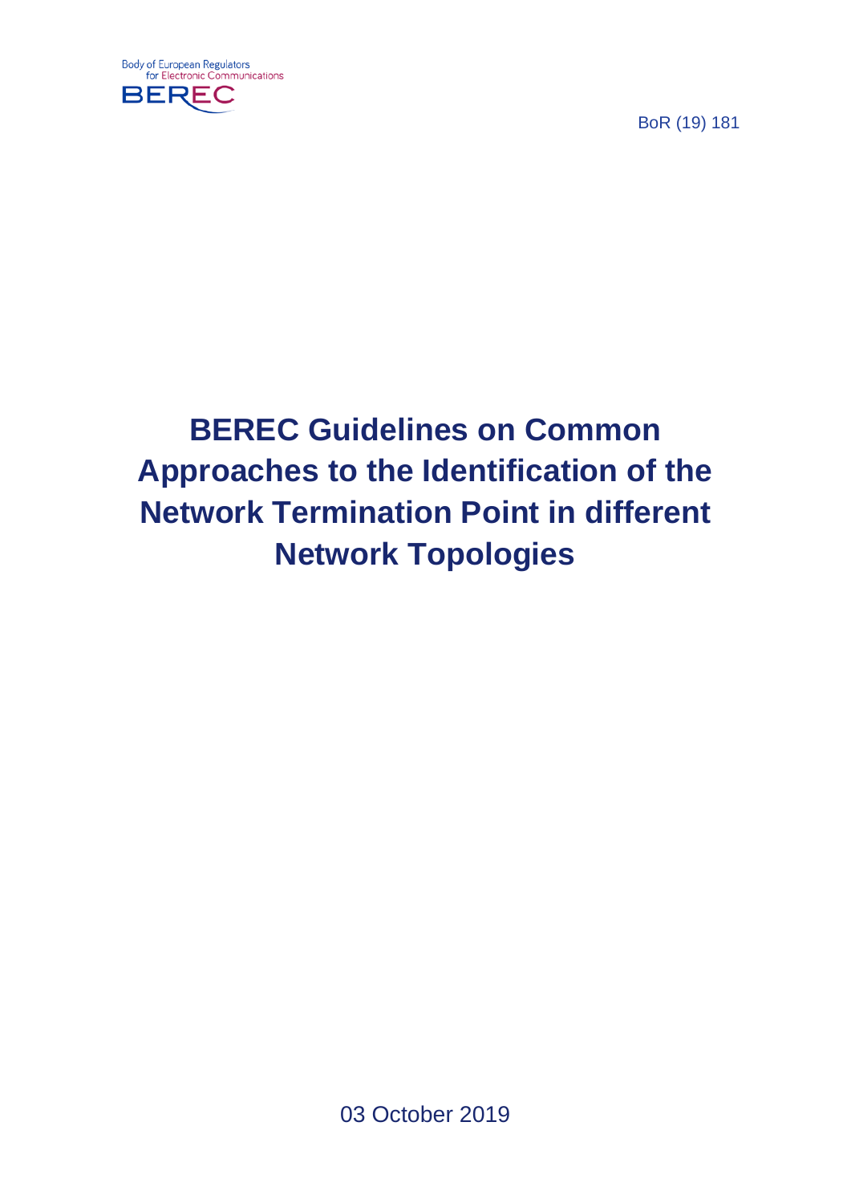Body of European Regulators for Electronic Communications

BEREC

BoR (19) 181

# BEREC Guidelines on Common Approaches to the Identification of the Network Termination Point in different Network Topologies

03 October 2019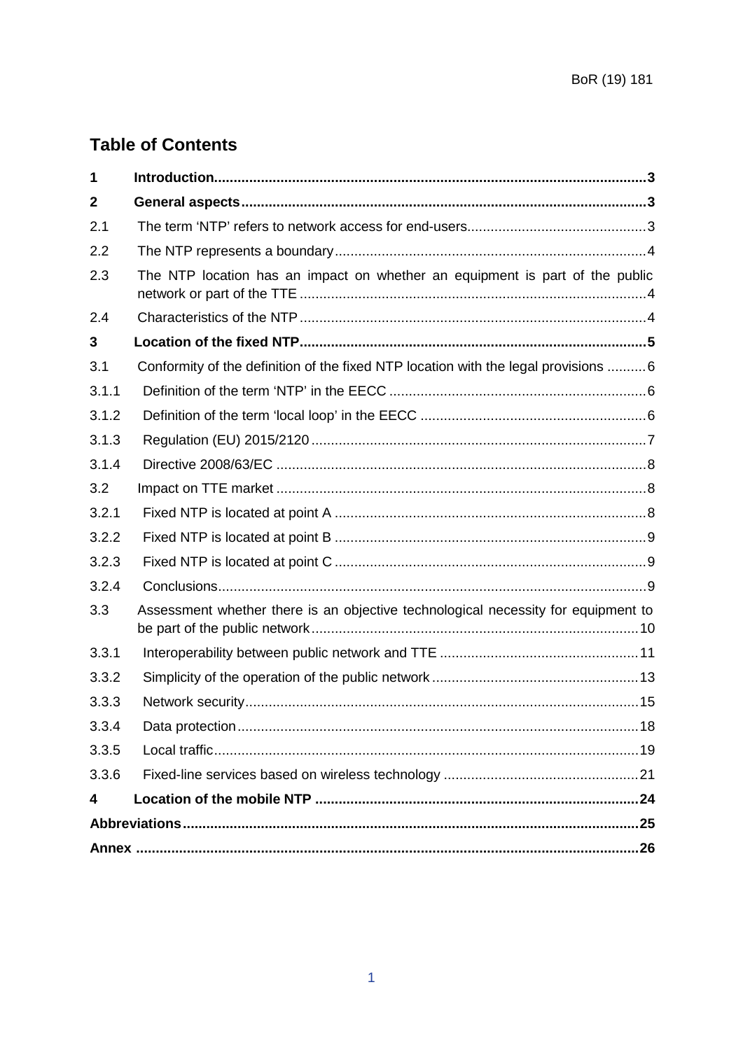## Table of Contents

**1 Introduction** ... 3

**2 General aspects** ... 3

2.1 The term 'NTP' refers to network access for end-users ... 3

2.2 The NTP represents a boundary ... 4

2.3 The NTP location has an impact on whether an equipment is part of the public network or part of the TTE ... 4

2.4 Characteristics of the NTP ... 4

**3 Location of the fixed NTP** ... 5

3.1 Conformity of the definition of the fixed NTP location with the legal provisions ... 6

3.1.1 Definition of the term 'NTP' in the EECC ... 6

3.1.2 Definition of the term 'local loop' in the EECC ... 6

3.1.3 Regulation (EU) 2015/2120 ... 7

3.1.4 Directive 2008/63/EC ... 8

3.2 Impact on TTE market ... 8

3.2.1 Fixed NTP is located at point A ... 8

3.2.2 Fixed NTP is located at point B ... 9

3.2.3 Fixed NTP is located at point C ... 9

3.2.4 Conclusions ... 9

3.3 Assessment whether there is an objective technological necessity for equipment to be part of the public network ... 10

3.3.1 Interoperability between public network and TTE ... 11

3.3.2 Simplicity of the operation of the public network ... 13

3.3.3 Network security ... 15

3.3.4 Data protection ... 18

3.3.5 Local traffic ... 19

3.3.6 Fixed-line services based on wireless technology ... 21

**4 Location of the mobile NTP** ... 24

**Abbreviations** ... 25

**Annex** ... 26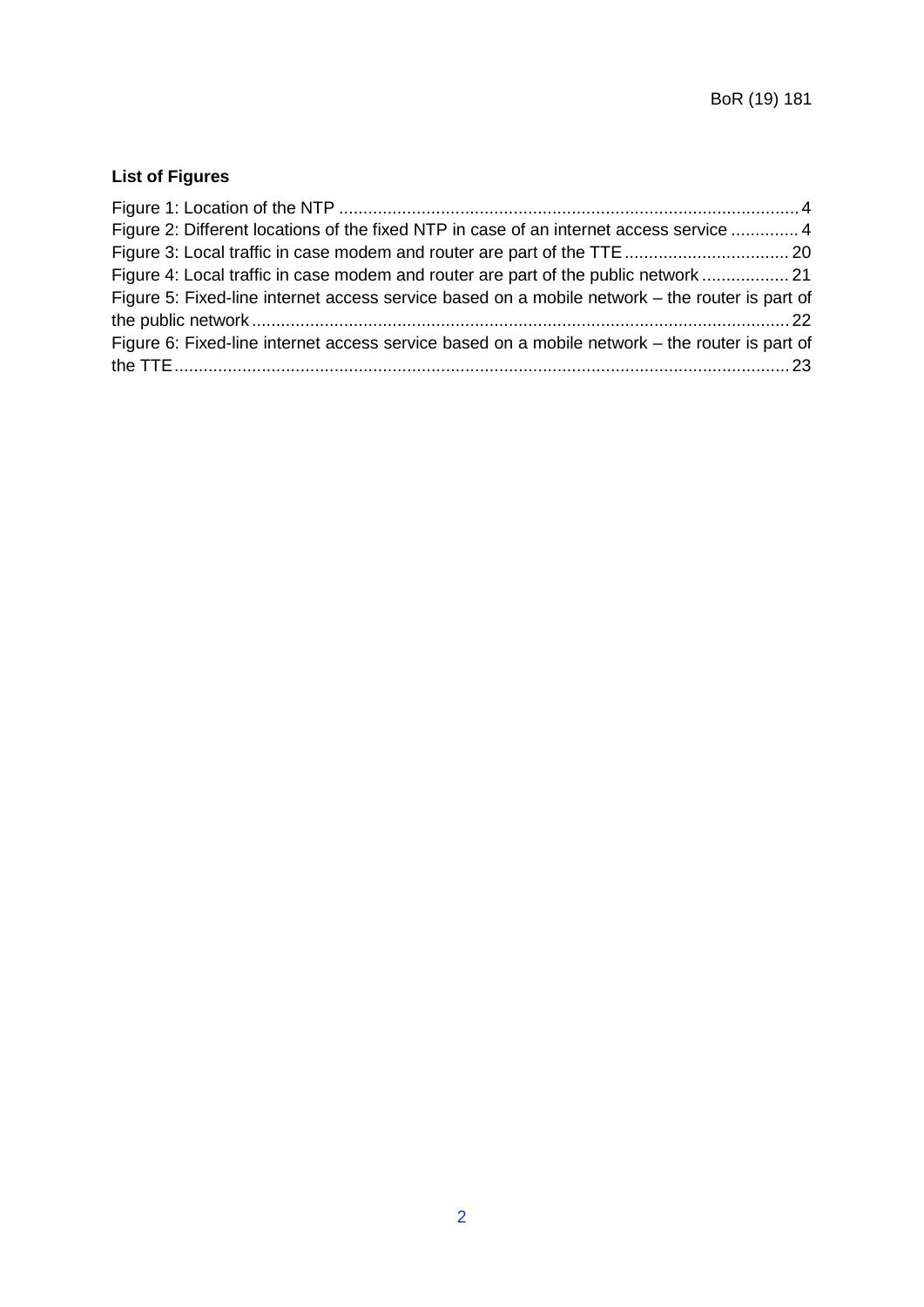**List of Figures**

Figure 1: Location of the NTP ............................................................................................... 4
Figure 2: Different locations of the fixed NTP in case of an internet access service ............. 4
Figure 3: Local traffic in case modem and router are part of the TTE .................................. 20
Figure 4: Local traffic in case modem and router are part of the public network .................. 21
Figure 5: Fixed-line internet access service based on a mobile network – the router is part of the public network ............................................................................................................... 22
Figure 6: Fixed-line internet access service based on a mobile network – the router is part of the TTE ................................................................................................................................ 23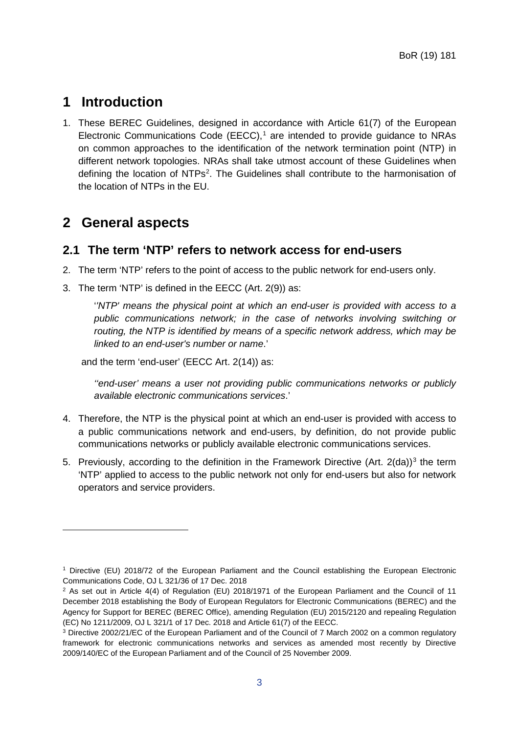# 1 Introduction

1. These BEREC Guidelines, designed in accordance with Article 61(7) of the European Electronic Communications Code (EECC),[1] are intended to provide guidance to NRAs on common approaches to the identification of the network termination point (NTP) in different network topologies. NRAs shall take utmost account of these Guidelines when defining the location of NTPs[2]. The Guidelines shall contribute to the harmonisation of the location of NTPs in the EU.

# 2 General aspects

## 2.1 The term 'NTP' refers to network access for end-users

2. The term 'NTP' refers to the point of access to the public network for end-users only.

3. The term 'NTP' is defined in the EECC (Art. 2(9)) as:

   '*'NTP' means the physical point at which an end-user is provided with access to a public communications network; in the case of networks involving switching or routing, the NTP is identified by means of a specific network address, which may be linked to an end-user's number or name*.'

   and the term 'end-user' (EECC Art. 2(14)) as:

   *''end-user' means a user not providing public communications networks or publicly available electronic communications services*.'

4. Therefore, the NTP is the physical point at which an end-user is provided with access to a public communications network and end-users, by definition, do not provide public communications networks or publicly available electronic communications services.

5. Previously, according to the definition in the Framework Directive (Art. 2(da))[3] the term 'NTP' applied to access to the public network not only for end-users but also for network operators and service providers.

---

[1] Directive (EU) 2018/72 of the European Parliament and the Council establishing the European Electronic Communications Code, OJ L 321/36 of 17 Dec. 2018

[2] As set out in Article 4(4) of Regulation (EU) 2018/1971 of the European Parliament and the Council of 11 December 2018 establishing the Body of European Regulators for Electronic Communications (BEREC) and the Agency for Support for BEREC (BEREC Office), amending Regulation (EU) 2015/2120 and repealing Regulation (EC) No 1211/2009, OJ L 321/1 of 17 Dec. 2018 and Article 61(7) of the EECC.

[3] Directive 2002/21/EC of the European Parliament and of the Council of 7 March 2002 on a common regulatory framework for electronic communications networks and services as amended most recently by Directive 2009/140/EC of the European Parliament and of the Council of 25 November 2009.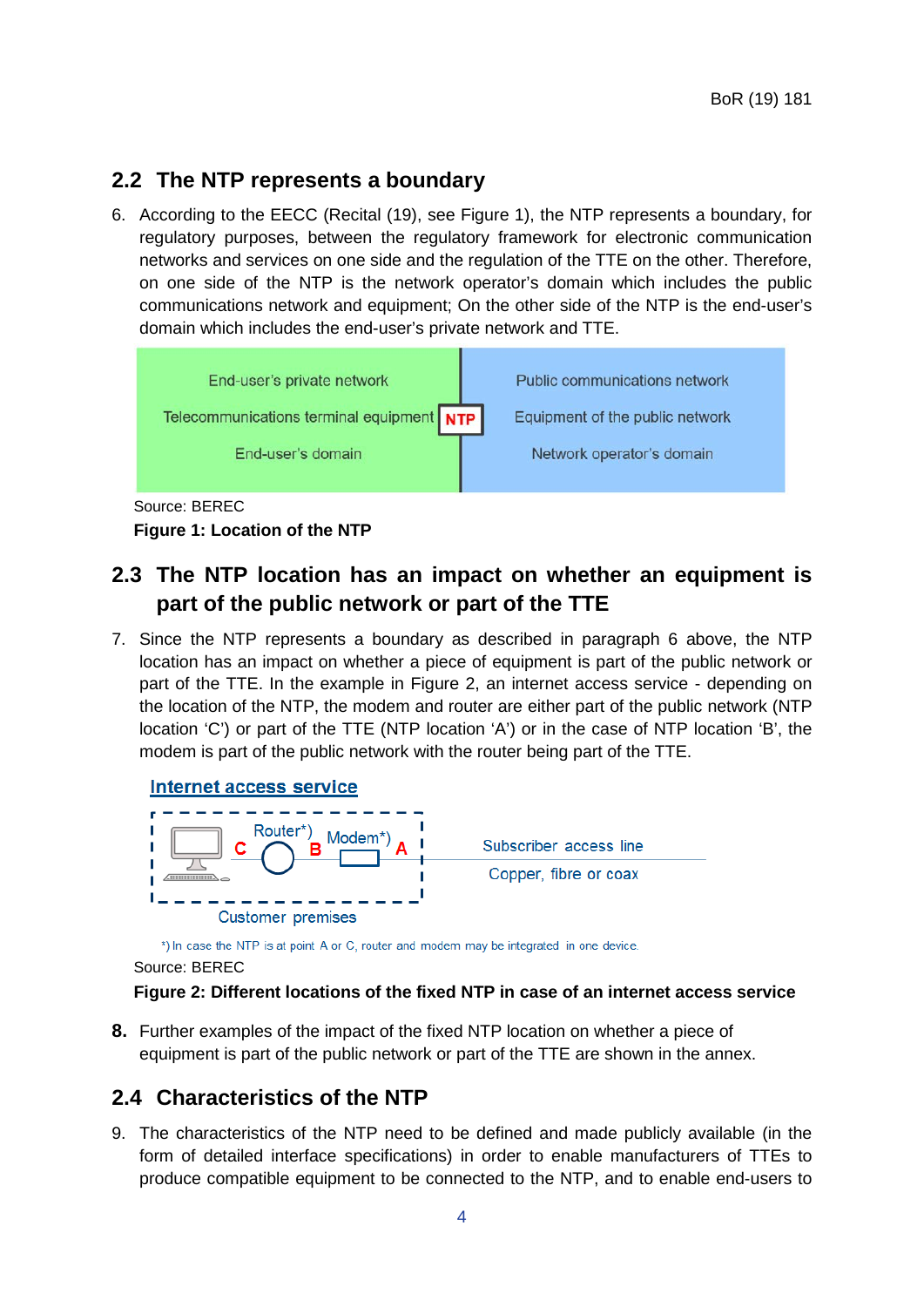## 2.2 The NTP represents a boundary

6. According to the EECC (Recital (19), see Figure 1), the NTP represents a boundary, for regulatory purposes, between the regulatory framework for electronic communication networks and services on one side and the regulation of the TTE on the other. Therefore, on one side of the NTP is the network operator's domain which includes the public communications network and equipment; On the other side of the NTP is the end-user's domain which includes the end-user's private network and TTE.

| End-user's private network | | Public communications network |
|---|---|---|
| Telecommunications terminal equipment | NTP | Equipment of the public network |
| End-user's domain | | Network operator's domain |

Source: BEREC

**Figure 1: Location of the NTP**

## 2.3 The NTP location has an impact on whether an equipment is part of the public network or part of the TTE

7. Since the NTP represents a boundary as described in paragraph 6 above, the NTP location has an impact on whether a piece of equipment is part of the public network or part of the TTE. In the example in Figure 2, an internet access service - depending on the location of the NTP, the modem and router are either part of the public network (NTP location 'C') or part of the TTE (NTP location 'A') or in the case of NTP location 'B', the modem is part of the public network with the router being part of the TTE.

Internet access service

Router*) Modem*) C B A Subscriber access line Copper, fibre or coax Customer premises

*) In case the NTP is at point A or C, router and modem may be integrated in one device.

Source: BEREC

**Figure 2: Different locations of the fixed NTP in case of an internet access service**

8. Further examples of the impact of the fixed NTP location on whether a piece of equipment is part of the public network or part of the TTE are shown in the annex.

## 2.4 Characteristics of the NTP

9. The characteristics of the NTP need to be defined and made publicly available (in the form of detailed interface specifications) in order to enable manufacturers of TTEs to produce compatible equipment to be connected to the NTP, and to enable end-users to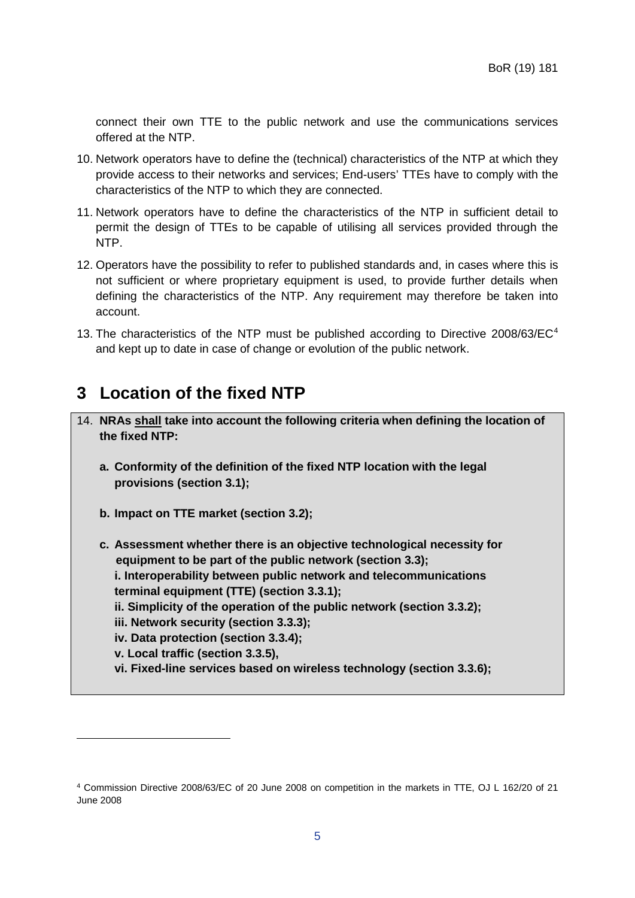connect their own TTE to the public network and use the communications services offered at the NTP.

10. Network operators have to define the (technical) characteristics of the NTP at which they provide access to their networks and services; End-users' TTEs have to comply with the characteristics of the NTP to which they are connected.

11. Network operators have to define the characteristics of the NTP in sufficient detail to permit the design of TTEs to be capable of utilising all services provided through the NTP.

12. Operators have the possibility to refer to published standards and, in cases where this is not sufficient or where proprietary equipment is used, to provide further details when defining the characteristics of the NTP. Any requirement may therefore be taken into account.

13. The characteristics of the NTP must be published according to Directive 2008/63/EC[4] and kept up to date in case of change or evolution of the public network.

# 3 Location of the fixed NTP

14. **NRAs <u>shall</u> take into account the following criteria when defining the location of the fixed NTP:**

    **a. Conformity of the definition of the fixed NTP location with the legal provisions (section 3.1);**

    **b. Impact on TTE market (section 3.2);**

    **c. Assessment whether there is an objective technological necessity for equipment to be part of the public network (section 3.3);**
    **i. Interoperability between public network and telecommunications terminal equipment (TTE) (section 3.3.1);**
    **ii. Simplicity of the operation of the public network (section 3.3.2);**
    **iii. Network security (section 3.3.3);**
    **iv. Data protection (section 3.3.4);**
    **v. Local traffic (section 3.3.5),**
    **vi. Fixed-line services based on wireless technology (section 3.3.6);**

---

[4] Commission Directive 2008/63/EC of 20 June 2008 on competition in the markets in TTE, OJ L 162/20 of 21 June 2008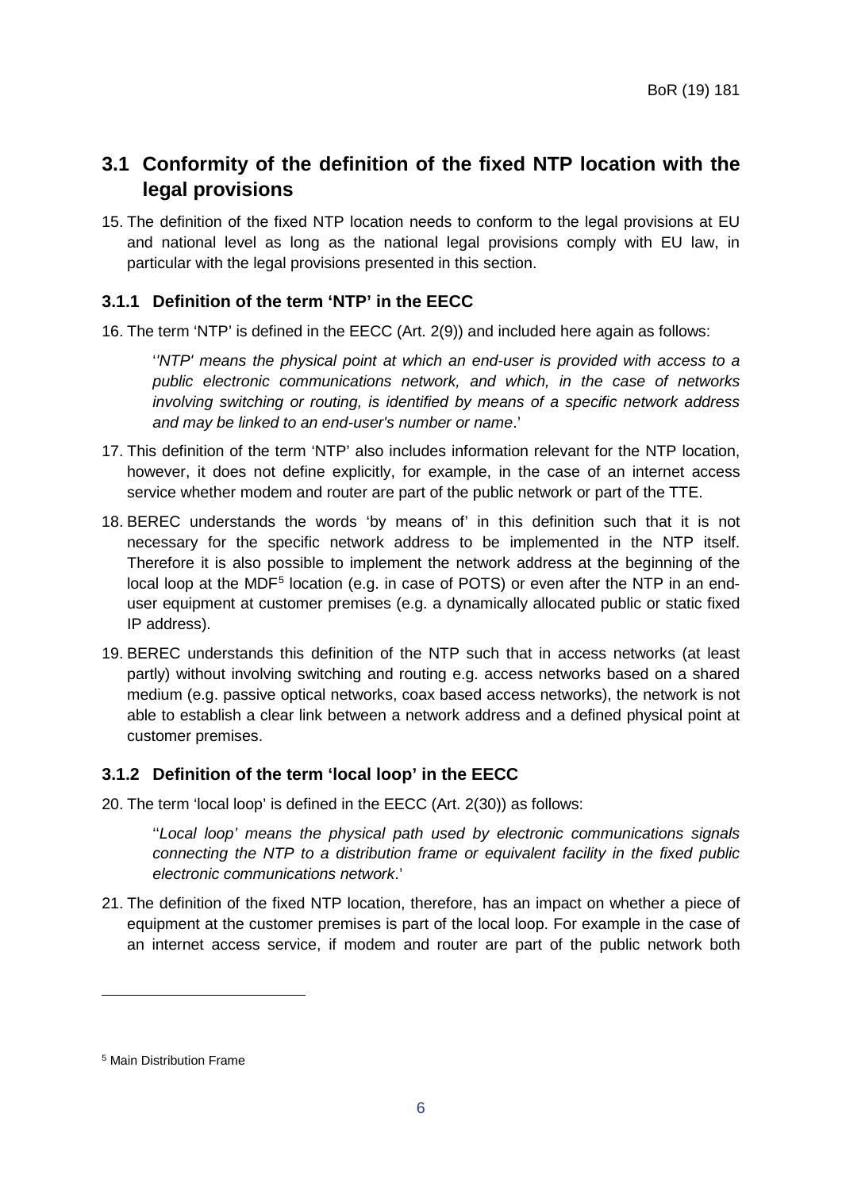## 3.1 Conformity of the definition of the fixed NTP location with the legal provisions

15. The definition of the fixed NTP location needs to conform to the legal provisions at EU and national level as long as the national legal provisions comply with EU law, in particular with the legal provisions presented in this section.

### 3.1.1 Definition of the term 'NTP' in the EECC

16. The term 'NTP' is defined in the EECC (Art. 2(9)) and included here again as follows:

    ''*NTP' means the physical point at which an end-user is provided with access to a public electronic communications network, and which, in the case of networks involving switching or routing, is identified by means of a specific network address and may be linked to an end-user's number or name*.'

17. This definition of the term 'NTP' also includes information relevant for the NTP location, however, it does not define explicitly, for example, in the case of an internet access service whether modem and router are part of the public network or part of the TTE.

18. BEREC understands the words 'by means of' in this definition such that it is not necessary for the specific network address to be implemented in the NTP itself. Therefore it is also possible to implement the network address at the beginning of the local loop at the MDF[5] location (e.g. in case of POTS) or even after the NTP in an end-user equipment at customer premises (e.g. a dynamically allocated public or static fixed IP address).

19. BEREC understands this definition of the NTP such that in access networks (at least partly) without involving switching and routing e.g. access networks based on a shared medium (e.g. passive optical networks, coax based access networks), the network is not able to establish a clear link between a network address and a defined physical point at customer premises.

### 3.1.2 Definition of the term 'local loop' in the EECC

20. The term 'local loop' is defined in the EECC (Art. 2(30)) as follows:

    ''*Local loop' means the physical path used by electronic communications signals connecting the NTP to a distribution frame or equivalent facility in the fixed public electronic communications network*.'

21. The definition of the fixed NTP location, therefore, has an impact on whether a piece of equipment at the customer premises is part of the local loop. For example in the case of an internet access service, if modem and router are part of the public network both

[5] Main Distribution Frame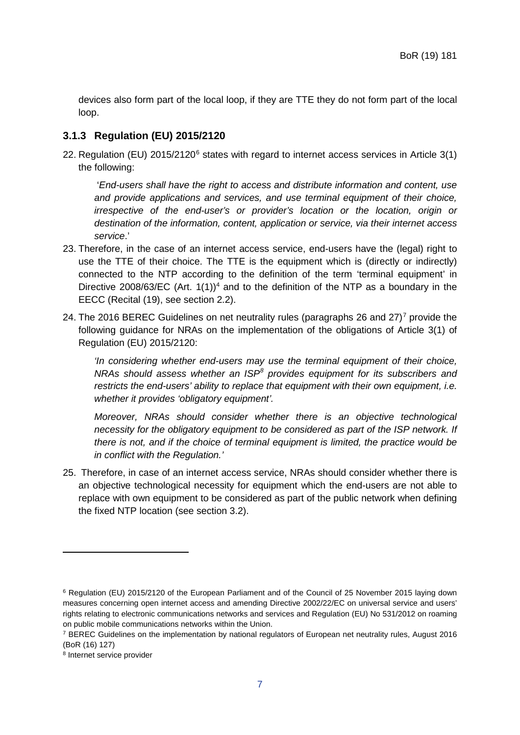devices also form part of the local loop, if they are TTE they do not form part of the local loop.

### 3.1.3 Regulation (EU) 2015/2120

22. Regulation (EU) 2015/2120[6] states with regard to internet access services in Article 3(1) the following:

    '*End-users shall have the right to access and distribute information and content, use and provide applications and services, and use terminal equipment of their choice, irrespective of the end-user's or provider's location or the location, origin or destination of the information, content, application or service, via their internet access service*.'

23. Therefore, in the case of an internet access service, end-users have the (legal) right to use the TTE of their choice. The TTE is the equipment which is (directly or indirectly) connected to the NTP according to the definition of the term 'terminal equipment' in Directive 2008/63/EC (Art. 1(1))[4] and to the definition of the NTP as a boundary in the EECC (Recital (19), see section 2.2).

24. The 2016 BEREC Guidelines on net neutrality rules (paragraphs 26 and 27)[7] provide the following guidance for NRAs on the implementation of the obligations of Article 3(1) of Regulation (EU) 2015/2120:

    *'In considering whether end-users may use the terminal equipment of their choice, NRAs should assess whether an ISP[8] provides equipment for its subscribers and restricts the end-users' ability to replace that equipment with their own equipment, i.e. whether it provides 'obligatory equipment'.*

    *Moreover, NRAs should consider whether there is an objective technological necessity for the obligatory equipment to be considered as part of the ISP network. If there is not, and if the choice of terminal equipment is limited, the practice would be in conflict with the Regulation.'*

25. Therefore, in case of an internet access service, NRAs should consider whether there is an objective technological necessity for equipment which the end-users are not able to replace with own equipment to be considered as part of the public network when defining the fixed NTP location (see section 3.2).

---

[6] Regulation (EU) 2015/2120 of the European Parliament and of the Council of 25 November 2015 laying down measures concerning open internet access and amending Directive 2002/22/EC on universal service and users' rights relating to electronic communications networks and services and Regulation (EU) No 531/2012 on roaming on public mobile communications networks within the Union.

[7] BEREC Guidelines on the implementation by national regulators of European net neutrality rules, August 2016 (BoR (16) 127)

[8] Internet service provider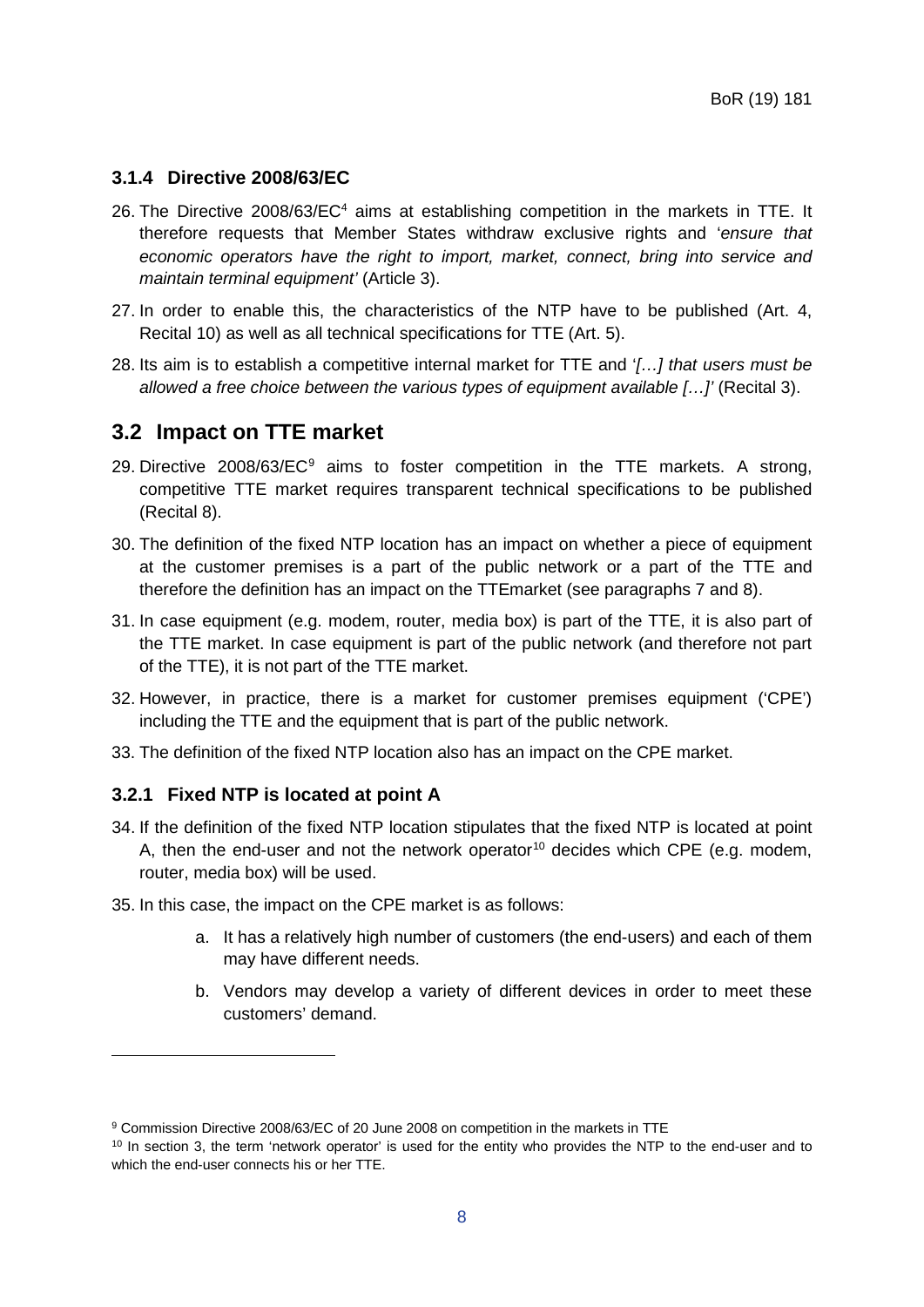### 3.1.4 Directive 2008/63/EC

26. The Directive 2008/63/EC[4] aims at establishing competition in the markets in TTE. It therefore requests that Member States withdraw exclusive rights and '*ensure that economic operators have the right to import, market, connect, bring into service and maintain terminal equipment'* (Article 3).

27. In order to enable this, the characteristics of the NTP have to be published (Art. 4, Recital 10) as well as all technical specifications for TTE (Art. 5).

28. Its aim is to establish a competitive internal market for TTE and '*[…] that users must be allowed a free choice between the various types of equipment available […]'* (Recital 3).

## 3.2 Impact on TTE market

29. Directive 2008/63/EC[9] aims to foster competition in the TTE markets. A strong, competitive TTE market requires transparent technical specifications to be published (Recital 8).

30. The definition of the fixed NTP location has an impact on whether a piece of equipment at the customer premises is a part of the public network or a part of the TTE and therefore the definition has an impact on the TTEmarket (see paragraphs 7 and 8).

31. In case equipment (e.g. modem, router, media box) is part of the TTE, it is also part of the TTE market. In case equipment is part of the public network (and therefore not part of the TTE), it is not part of the TTE market.

32. However, in practice, there is a market for customer premises equipment ('CPE') including the TTE and the equipment that is part of the public network.

33. The definition of the fixed NTP location also has an impact on the CPE market.

### 3.2.1 Fixed NTP is located at point A

34. If the definition of the fixed NTP location stipulates that the fixed NTP is located at point A, then the end-user and not the network operator[10] decides which CPE (e.g. modem, router, media box) will be used.

35. In this case, the impact on the CPE market is as follows:

    a. It has a relatively high number of customers (the end-users) and each of them may have different needs.

    b. Vendors may develop a variety of different devices in order to meet these customers' demand.

---

[9] Commission Directive 2008/63/EC of 20 June 2008 on competition in the markets in TTE

[10] In section 3, the term 'network operator' is used for the entity who provides the NTP to the end-user and to which the end-user connects his or her TTE.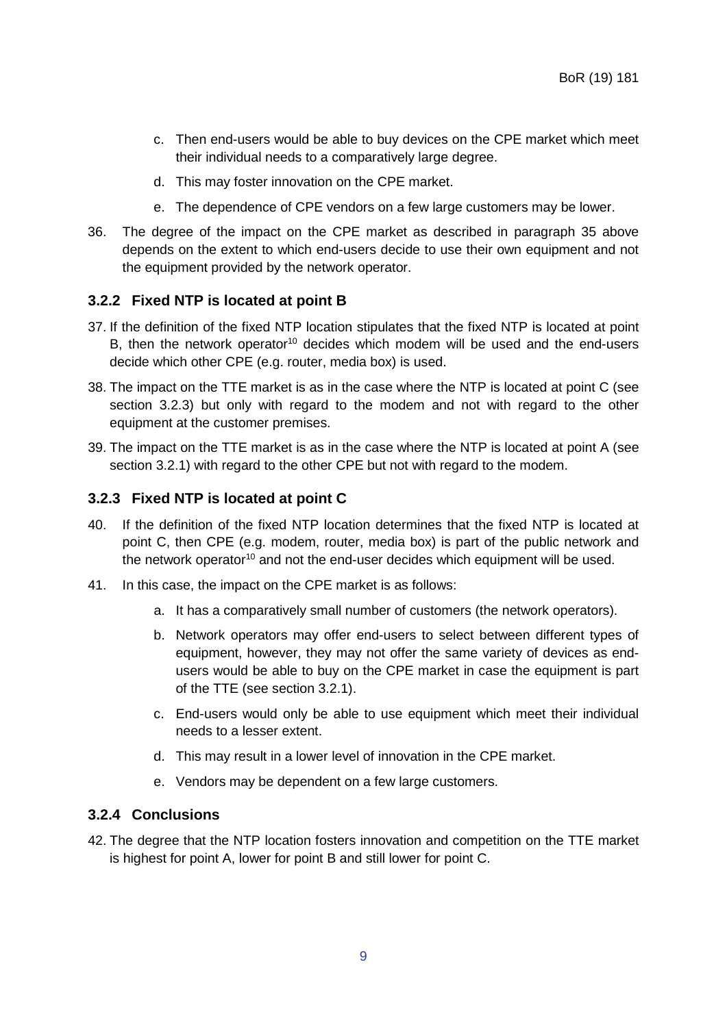c. Then end-users would be able to buy devices on the CPE market which meet their individual needs to a comparatively large degree.

d. This may foster innovation on the CPE market.

e. The dependence of CPE vendors on a few large customers may be lower.

36. The degree of the impact on the CPE market as described in paragraph 35 above depends on the extent to which end-users decide to use their own equipment and not the equipment provided by the network operator.

### 3.2.2 Fixed NTP is located at point B

37. If the definition of the fixed NTP location stipulates that the fixed NTP is located at point B, then the network operator[10] decides which modem will be used and the end-users decide which other CPE (e.g. router, media box) is used.

38. The impact on the TTE market is as in the case where the NTP is located at point C (see section 3.2.3) but only with regard to the modem and not with regard to the other equipment at the customer premises.

39. The impact on the TTE market is as in the case where the NTP is located at point A (see section 3.2.1) with regard to the other CPE but not with regard to the modem.

### 3.2.3 Fixed NTP is located at point C

40. If the definition of the fixed NTP location determines that the fixed NTP is located at point C, then CPE (e.g. modem, router, media box) is part of the public network and the network operator[10] and not the end-user decides which equipment will be used.

41. In this case, the impact on the CPE market is as follows:

    a. It has a comparatively small number of customers (the network operators).

    b. Network operators may offer end-users to select between different types of equipment, however, they may not offer the same variety of devices as end-users would be able to buy on the CPE market in case the equipment is part of the TTE (see section 3.2.1).

    c. End-users would only be able to use equipment which meet their individual needs to a lesser extent.

    d. This may result in a lower level of innovation in the CPE market.

    e. Vendors may be dependent on a few large customers.

### 3.2.4 Conclusions

42. The degree that the NTP location fosters innovation and competition on the TTE market is highest for point A, lower for point B and still lower for point C.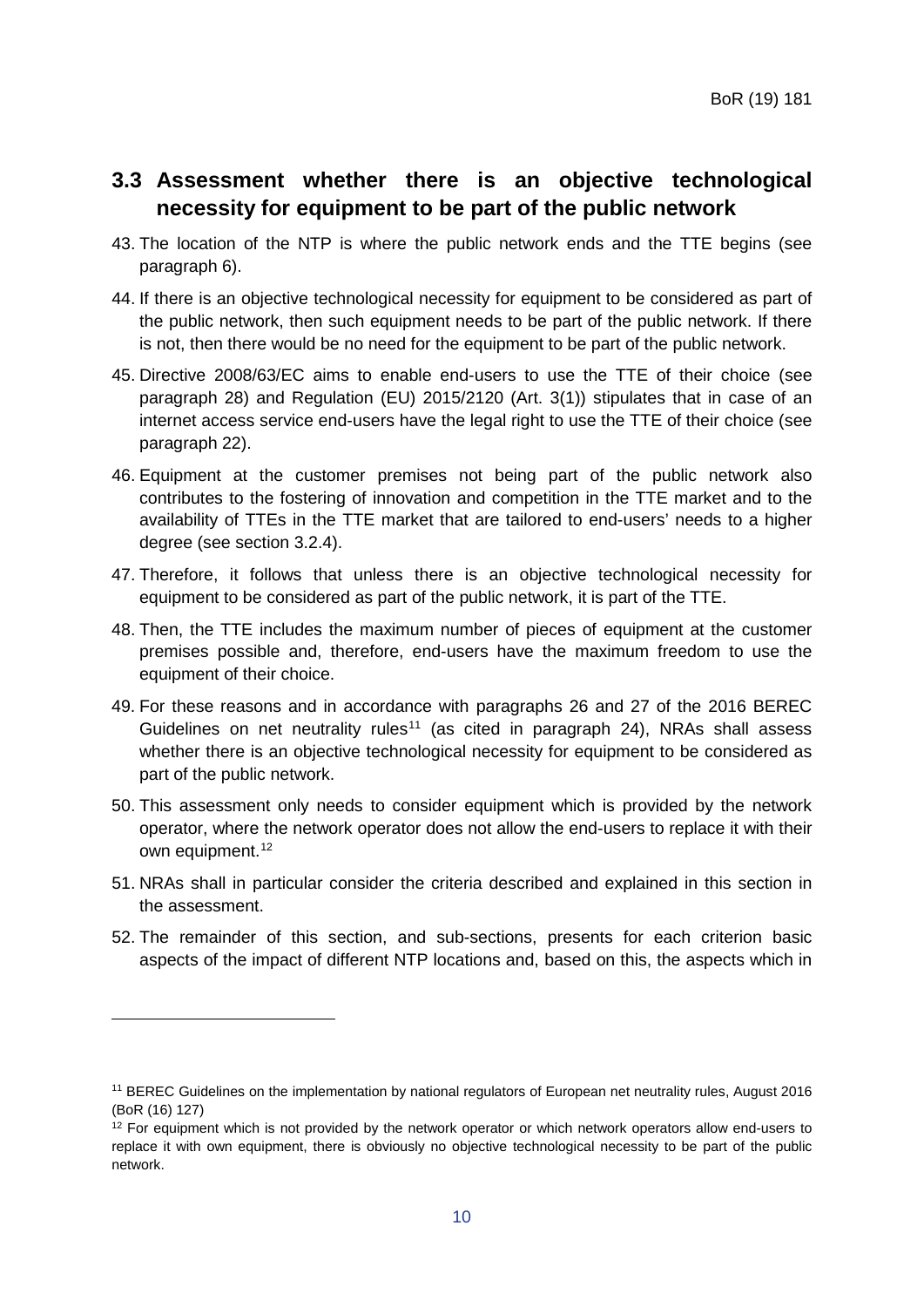## 3.3 Assessment whether there is an objective technological necessity for equipment to be part of the public network

43. The location of the NTP is where the public network ends and the TTE begins (see paragraph 6).

44. If there is an objective technological necessity for equipment to be considered as part of the public network, then such equipment needs to be part of the public network. If there is not, then there would be no need for the equipment to be part of the public network.

45. Directive 2008/63/EC aims to enable end-users to use the TTE of their choice (see paragraph 28) and Regulation (EU) 2015/2120 (Art. 3(1)) stipulates that in case of an internet access service end-users have the legal right to use the TTE of their choice (see paragraph 22).

46. Equipment at the customer premises not being part of the public network also contributes to the fostering of innovation and competition in the TTE market and to the availability of TTEs in the TTE market that are tailored to end-users' needs to a higher degree (see section 3.2.4).

47. Therefore, it follows that unless there is an objective technological necessity for equipment to be considered as part of the public network, it is part of the TTE.

48. Then, the TTE includes the maximum number of pieces of equipment at the customer premises possible and, therefore, end-users have the maximum freedom to use the equipment of their choice.

49. For these reasons and in accordance with paragraphs 26 and 27 of the 2016 BEREC Guidelines on net neutrality rules[11] (as cited in paragraph 24), NRAs shall assess whether there is an objective technological necessity for equipment to be considered as part of the public network.

50. This assessment only needs to consider equipment which is provided by the network operator, where the network operator does not allow the end-users to replace it with their own equipment.[12]

51. NRAs shall in particular consider the criteria described and explained in this section in the assessment.

52. The remainder of this section, and sub-sections, presents for each criterion basic aspects of the impact of different NTP locations and, based on this, the aspects which in

---

[11] BEREC Guidelines on the implementation by national regulators of European net neutrality rules, August 2016 (BoR (16) 127)

[12] For equipment which is not provided by the network operator or which network operators allow end-users to replace it with own equipment, there is obviously no objective technological necessity to be part of the public network.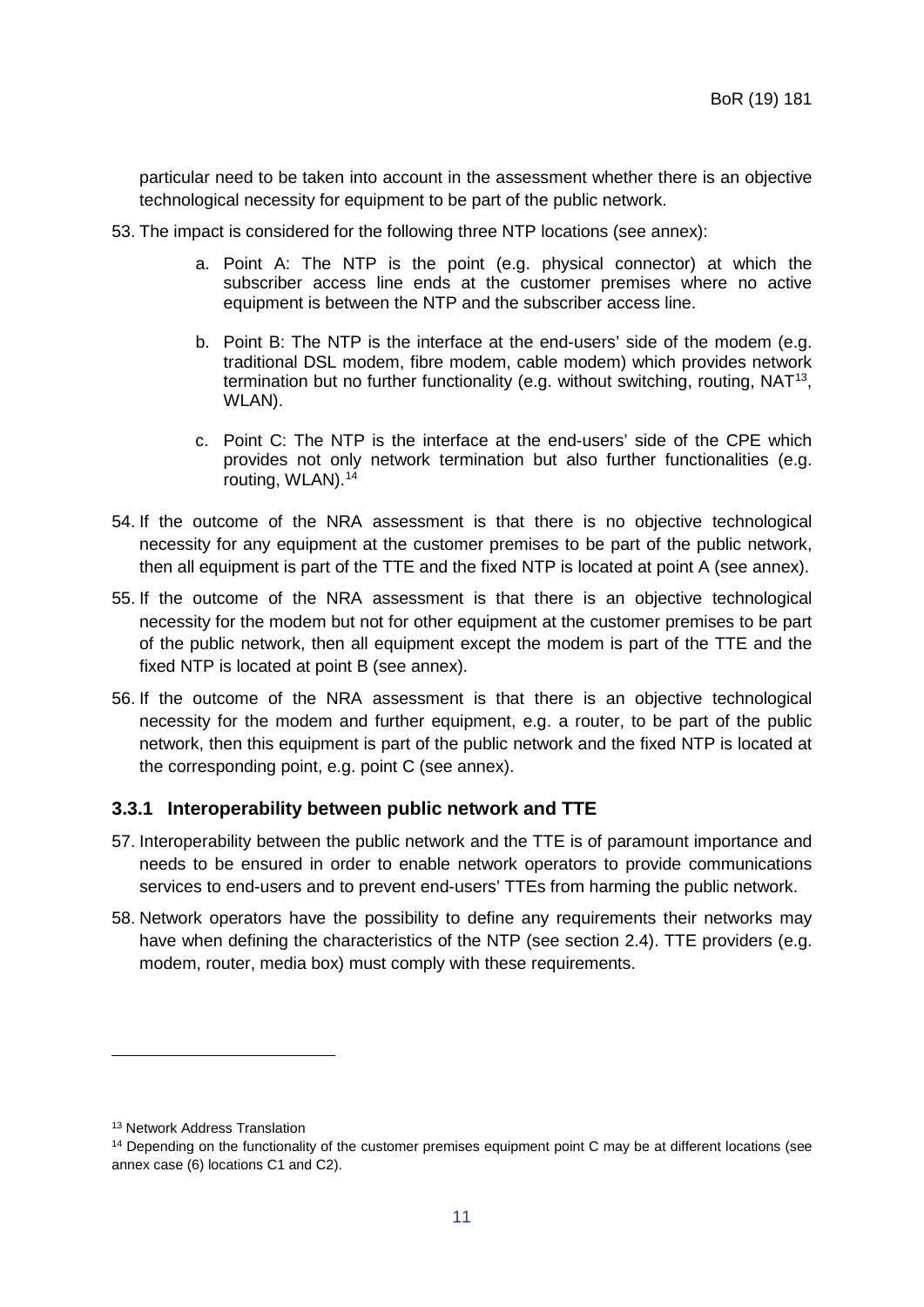particular need to be taken into account in the assessment whether there is an objective technological necessity for equipment to be part of the public network.

53. The impact is considered for the following three NTP locations (see annex):

    a. Point A: The NTP is the point (e.g. physical connector) at which the subscriber access line ends at the customer premises where no active equipment is between the NTP and the subscriber access line.

    b. Point B: The NTP is the interface at the end-users' side of the modem (e.g. traditional DSL modem, fibre modem, cable modem) which provides network termination but no further functionality (e.g. without switching, routing, NAT[13], WLAN).

    c. Point C: The NTP is the interface at the end-users' side of the CPE which provides not only network termination but also further functionalities (e.g. routing, WLAN).[14]

54. If the outcome of the NRA assessment is that there is no objective technological necessity for any equipment at the customer premises to be part of the public network, then all equipment is part of the TTE and the fixed NTP is located at point A (see annex).

55. If the outcome of the NRA assessment is that there is an objective technological necessity for the modem but not for other equipment at the customer premises to be part of the public network, then all equipment except the modem is part of the TTE and the fixed NTP is located at point B (see annex).

56. If the outcome of the NRA assessment is that there is an objective technological necessity for the modem and further equipment, e.g. a router, to be part of the public network, then this equipment is part of the public network and the fixed NTP is located at the corresponding point, e.g. point C (see annex).

### 3.3.1 Interoperability between public network and TTE

57. Interoperability between the public network and the TTE is of paramount importance and needs to be ensured in order to enable network operators to provide communications services to end-users and to prevent end-users' TTEs from harming the public network.

58. Network operators have the possibility to define any requirements their networks may have when defining the characteristics of the NTP (see section 2.4). TTE providers (e.g. modem, router, media box) must comply with these requirements.

[13] Network Address Translation

[14] Depending on the functionality of the customer premises equipment point C may be at different locations (see annex case (6) locations C1 and C2).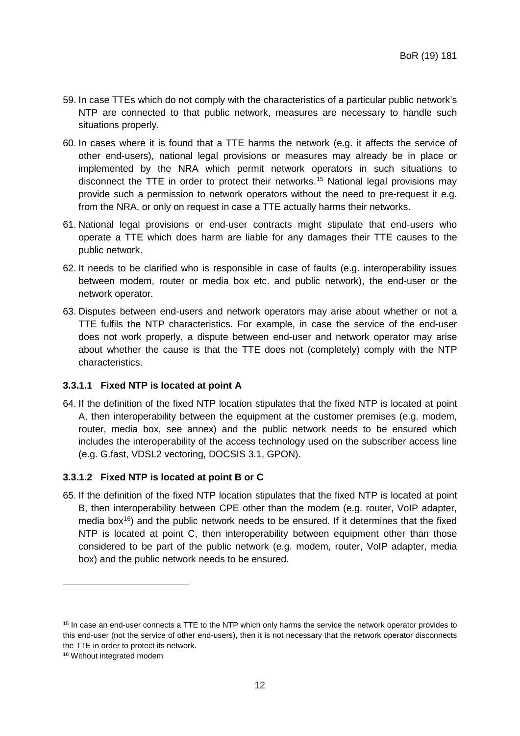59. In case TTEs which do not comply with the characteristics of a particular public network's NTP are connected to that public network, measures are necessary to handle such situations properly.

60. In cases where it is found that a TTE harms the network (e.g. it affects the service of other end-users), national legal provisions or measures may already be in place or implemented by the NRA which permit network operators in such situations to disconnect the TTE in order to protect their networks.[15] National legal provisions may provide such a permission to network operators without the need to pre-request it e.g. from the NRA, or only on request in case a TTE actually harms their networks.

61. National legal provisions or end-user contracts might stipulate that end-users who operate a TTE which does harm are liable for any damages their TTE causes to the public network.

62. It needs to be clarified who is responsible in case of faults (e.g. interoperability issues between modem, router or media box etc. and public network), the end-user or the network operator.

63. Disputes between end-users and network operators may arise about whether or not a TTE fulfils the NTP characteristics. For example, in case the service of the end-user does not work properly, a dispute between end-user and network operator may arise about whether the cause is that the TTE does not (completely) comply with the NTP characteristics.

### 3.3.1.1 Fixed NTP is located at point A

64. If the definition of the fixed NTP location stipulates that the fixed NTP is located at point A, then interoperability between the equipment at the customer premises (e.g. modem, router, media box, see annex) and the public network needs to be ensured which includes the interoperability of the access technology used on the subscriber access line (e.g. G.fast, VDSL2 vectoring, DOCSIS 3.1, GPON).

### 3.3.1.2 Fixed NTP is located at point B or C

65. If the definition of the fixed NTP location stipulates that the fixed NTP is located at point B, then interoperability between CPE other than the modem (e.g. router, VoIP adapter, media box[16]) and the public network needs to be ensured. If it determines that the fixed NTP is located at point C, then interoperability between equipment other than those considered to be part of the public network (e.g. modem, router, VoIP adapter, media box) and the public network needs to be ensured.

---

[15] In case an end-user connects a TTE to the NTP which only harms the service the network operator provides to this end-user (not the service of other end-users), then it is not necessary that the network operator disconnects the TTE in order to protect its network.

[16] Without integrated modem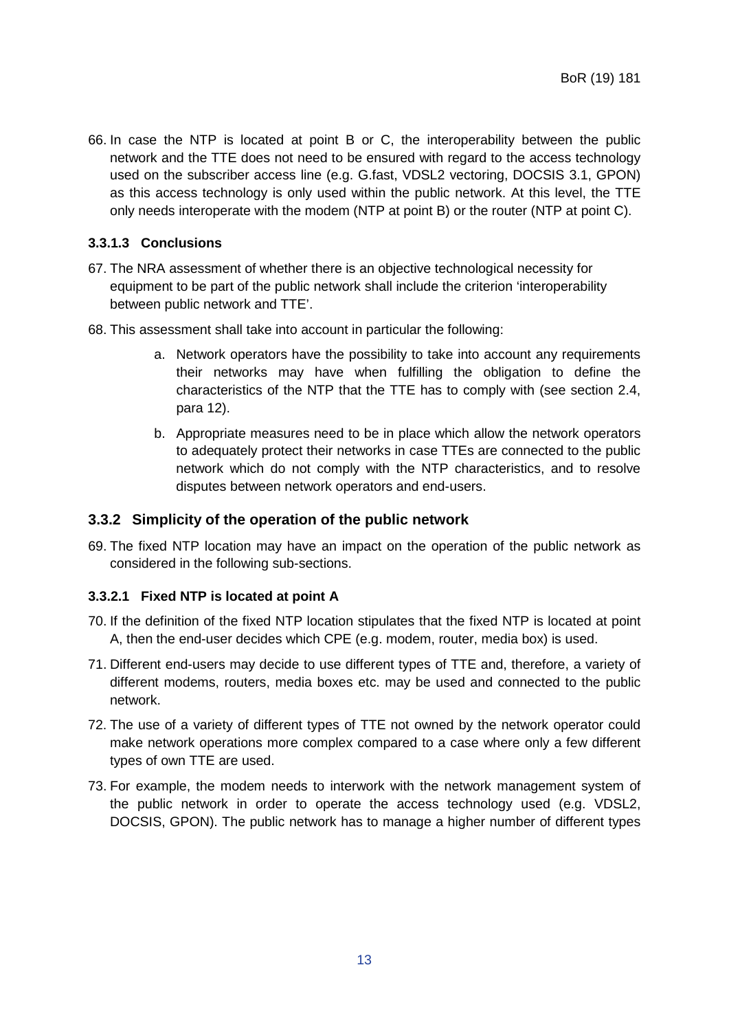66. In case the NTP is located at point B or C, the interoperability between the public network and the TTE does not need to be ensured with regard to the access technology used on the subscriber access line (e.g. G.fast, VDSL2 vectoring, DOCSIS 3.1, GPON) as this access technology is only used within the public network. At this level, the TTE only needs interoperate with the modem (NTP at point B) or the router (NTP at point C).

#### 3.3.1.3 Conclusions

67. The NRA assessment of whether there is an objective technological necessity for equipment to be part of the public network shall include the criterion 'interoperability between public network and TTE'.

68. This assessment shall take into account in particular the following:

    a. Network operators have the possibility to take into account any requirements their networks may have when fulfilling the obligation to define the characteristics of the NTP that the TTE has to comply with (see section 2.4, para 12).

    b. Appropriate measures need to be in place which allow the network operators to adequately protect their networks in case TTEs are connected to the public network which do not comply with the NTP characteristics, and to resolve disputes between network operators and end-users.

### 3.3.2 Simplicity of the operation of the public network

69. The fixed NTP location may have an impact on the operation of the public network as considered in the following sub-sections.

#### 3.3.2.1 Fixed NTP is located at point A

70. If the definition of the fixed NTP location stipulates that the fixed NTP is located at point A, then the end-user decides which CPE (e.g. modem, router, media box) is used.

71. Different end-users may decide to use different types of TTE and, therefore, a variety of different modems, routers, media boxes etc. may be used and connected to the public network.

72. The use of a variety of different types of TTE not owned by the network operator could make network operations more complex compared to a case where only a few different types of own TTE are used.

73. For example, the modem needs to interwork with the network management system of the public network in order to operate the access technology used (e.g. VDSL2, DOCSIS, GPON). The public network has to manage a higher number of different types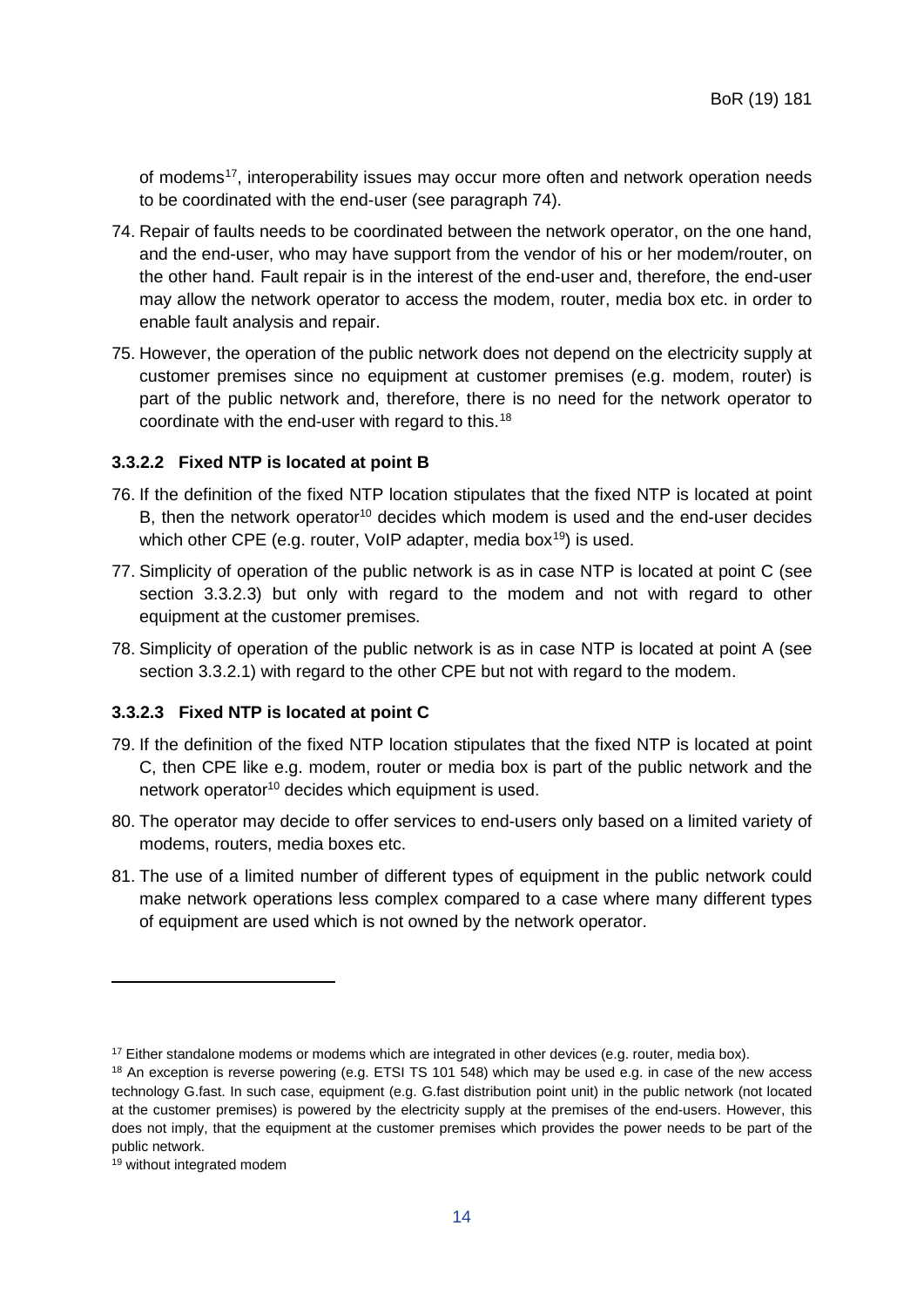of modems[17], interoperability issues may occur more often and network operation needs to be coordinated with the end-user (see paragraph 74).

74. Repair of faults needs to be coordinated between the network operator, on the one hand, and the end-user, who may have support from the vendor of his or her modem/router, on the other hand. Fault repair is in the interest of the end-user and, therefore, the end-user may allow the network operator to access the modem, router, media box etc. in order to enable fault analysis and repair.

75. However, the operation of the public network does not depend on the electricity supply at customer premises since no equipment at customer premises (e.g. modem, router) is part of the public network and, therefore, there is no need for the network operator to coordinate with the end-user with regard to this.[18]

#### 3.3.2.2 Fixed NTP is located at point B

76. If the definition of the fixed NTP location stipulates that the fixed NTP is located at point B, then the network operator[10] decides which modem is used and the end-user decides which other CPE (e.g. router, VoIP adapter, media box[19]) is used.

77. Simplicity of operation of the public network is as in case NTP is located at point C (see section 3.3.2.3) but only with regard to the modem and not with regard to other equipment at the customer premises.

78. Simplicity of operation of the public network is as in case NTP is located at point A (see section 3.3.2.1) with regard to the other CPE but not with regard to the modem.

#### 3.3.2.3 Fixed NTP is located at point C

79. If the definition of the fixed NTP location stipulates that the fixed NTP is located at point C, then CPE like e.g. modem, router or media box is part of the public network and the network operator[10] decides which equipment is used.

80. The operator may decide to offer services to end-users only based on a limited variety of modems, routers, media boxes etc.

81. The use of a limited number of different types of equipment in the public network could make network operations less complex compared to a case where many different types of equipment are used which is not owned by the network operator.

---

[17] Either standalone modems or modems which are integrated in other devices (e.g. router, media box).

[18] An exception is reverse powering (e.g. ETSI TS 101 548) which may be used e.g. in case of the new access technology G.fast. In such case, equipment (e.g. G.fast distribution point unit) in the public network (not located at the customer premises) is powered by the electricity supply at the premises of the end-users. However, this does not imply, that the equipment at the customer premises which provides the power needs to be part of the public network.

[19] without integrated modem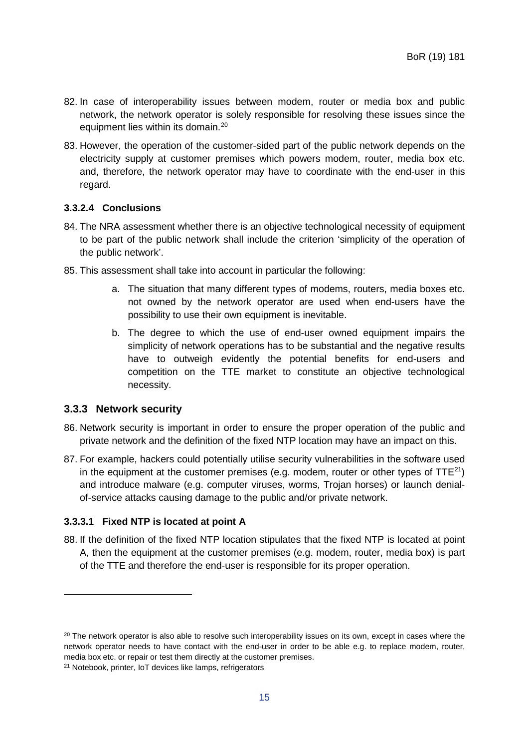82. In case of interoperability issues between modem, router or media box and public network, the network operator is solely responsible for resolving these issues since the equipment lies within its domain.[20]

83. However, the operation of the customer-sided part of the public network depends on the electricity supply at customer premises which powers modem, router, media box etc. and, therefore, the network operator may have to coordinate with the end-user in this regard.

#### 3.3.2.4 Conclusions

84. The NRA assessment whether there is an objective technological necessity of equipment to be part of the public network shall include the criterion 'simplicity of the operation of the public network'.

85. This assessment shall take into account in particular the following:

    a. The situation that many different types of modems, routers, media boxes etc. not owned by the network operator are used when end-users have the possibility to use their own equipment is inevitable.

    b. The degree to which the use of end-user owned equipment impairs the simplicity of network operations has to be substantial and the negative results have to outweigh evidently the potential benefits for end-users and competition on the TTE market to constitute an objective technological necessity.

### 3.3.3 Network security

86. Network security is important in order to ensure the proper operation of the public and private network and the definition of the fixed NTP location may have an impact on this.

87. For example, hackers could potentially utilise security vulnerabilities in the software used in the equipment at the customer premises (e.g. modem, router or other types of TTE[21]) and introduce malware (e.g. computer viruses, worms, Trojan horses) or launch denial-of-service attacks causing damage to the public and/or private network.

#### 3.3.3.1 Fixed NTP is located at point A

88. If the definition of the fixed NTP location stipulates that the fixed NTP is located at point A, then the equipment at the customer premises (e.g. modem, router, media box) is part of the TTE and therefore the end-user is responsible for its proper operation.

---

[20] The network operator is also able to resolve such interoperability issues on its own, except in cases where the network operator needs to have contact with the end-user in order to be able e.g. to replace modem, router, media box etc. or repair or test them directly at the customer premises.

[21] Notebook, printer, IoT devices like lamps, refrigerators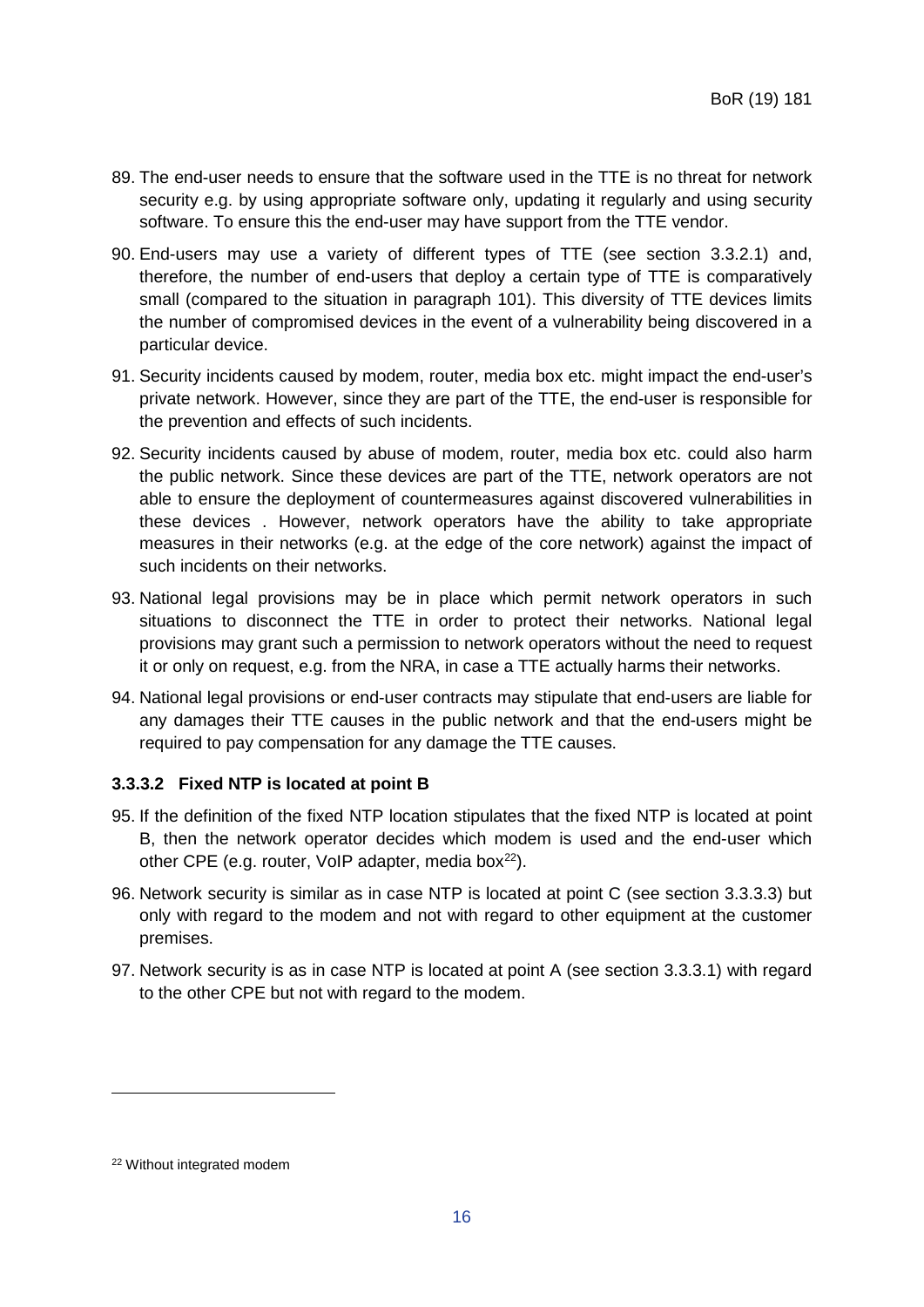89. The end-user needs to ensure that the software used in the TTE is no threat for network security e.g. by using appropriate software only, updating it regularly and using security software. To ensure this the end-user may have support from the TTE vendor.
90. End-users may use a variety of different types of TTE (see section 3.3.2.1) and, therefore, the number of end-users that deploy a certain type of TTE is comparatively small (compared to the situation in paragraph 101). This diversity of TTE devices limits the number of compromised devices in the event of a vulnerability being discovered in a particular device.
91. Security incidents caused by modem, router, media box etc. might impact the end-user's private network. However, since they are part of the TTE, the end-user is responsible for the prevention and effects of such incidents.
92. Security incidents caused by abuse of modem, router, media box etc. could also harm the public network. Since these devices are part of the TTE, network operators are not able to ensure the deployment of countermeasures against discovered vulnerabilities in these devices . However, network operators have the ability to take appropriate measures in their networks (e.g. at the edge of the core network) against the impact of such incidents on their networks.
93. National legal provisions may be in place which permit network operators in such situations to disconnect the TTE in order to protect their networks. National legal provisions may grant such a permission to network operators without the need to request it or only on request, e.g. from the NRA, in case a TTE actually harms their networks.
94. National legal provisions or end-user contracts may stipulate that end-users are liable for any damages their TTE causes in the public network and that the end-users might be required to pay compensation for any damage the TTE causes.

### 3.3.3.2 Fixed NTP is located at point B

95. If the definition of the fixed NTP location stipulates that the fixed NTP is located at point B, then the network operator decides which modem is used and the end-user which other CPE (e.g. router, VoIP adapter, media box[22]).
96. Network security is similar as in case NTP is located at point C (see section 3.3.3.3) but only with regard to the modem and not with regard to other equipment at the customer premises.
97. Network security is as in case NTP is located at point A (see section 3.3.3.1) with regard to the other CPE but not with regard to the modem.

[22] Without integrated modem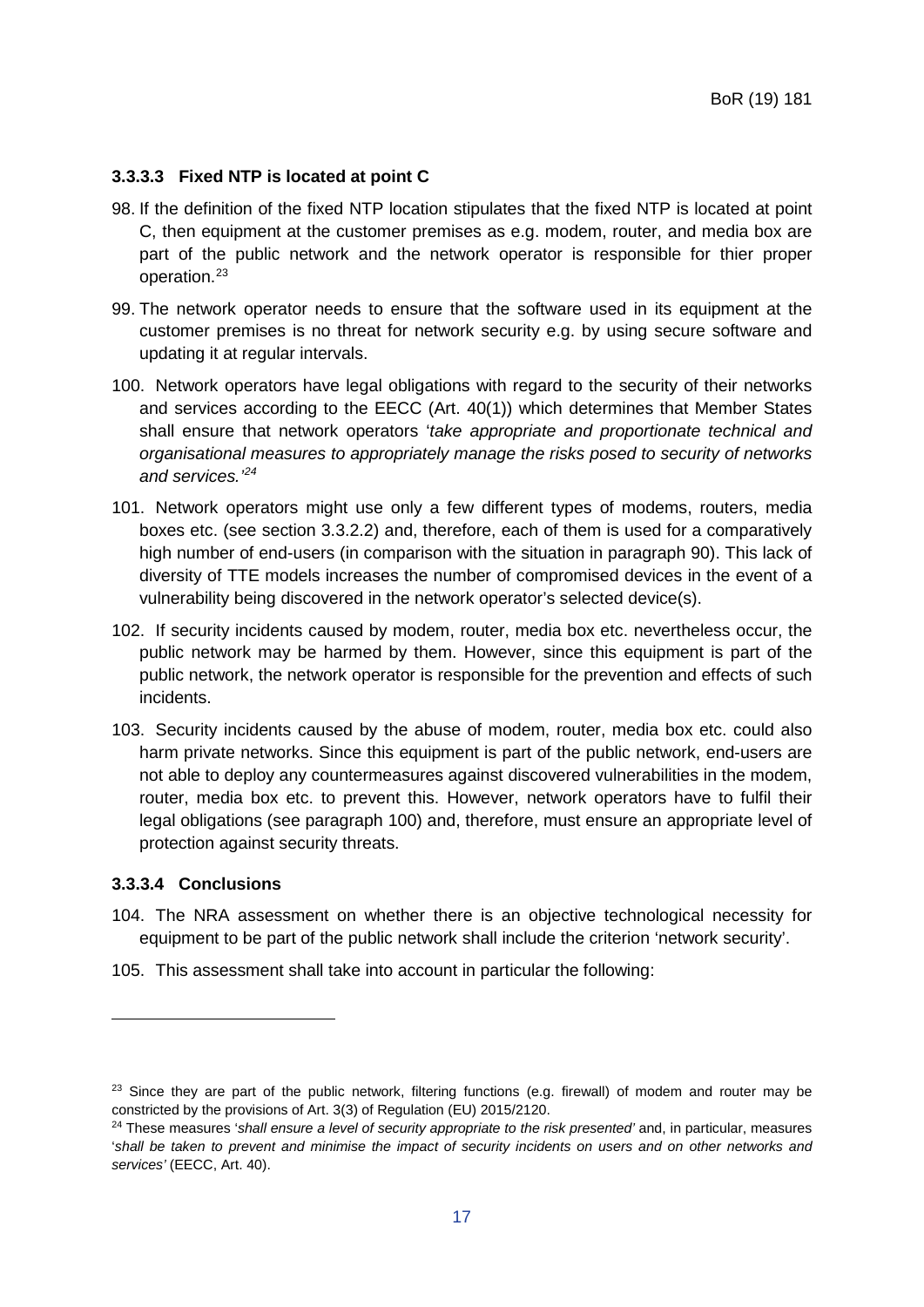#### 3.3.3.3 Fixed NTP is located at point C

98. If the definition of the fixed NTP location stipulates that the fixed NTP is located at point C, then equipment at the customer premises as e.g. modem, router, and media box are part of the public network and the network operator is responsible for thier proper operation.[23]

99. The network operator needs to ensure that the software used in its equipment at the customer premises is no threat for network security e.g. by using secure software and updating it at regular intervals.

100. Network operators have legal obligations with regard to the security of their networks and services according to the EECC (Art. 40(1)) which determines that Member States shall ensure that network operators '*take appropriate and proportionate technical and organisational measures to appropriately manage the risks posed to security of networks and services.*'[24]

101. Network operators might use only a few different types of modems, routers, media boxes etc. (see section 3.3.2.2) and, therefore, each of them is used for a comparatively high number of end-users (in comparison with the situation in paragraph 90). This lack of diversity of TTE models increases the number of compromised devices in the event of a vulnerability being discovered in the network operator's selected device(s).

102. If security incidents caused by modem, router, media box etc. nevertheless occur, the public network may be harmed by them. However, since this equipment is part of the public network, the network operator is responsible for the prevention and effects of such incidents.

103. Security incidents caused by the abuse of modem, router, media box etc. could also harm private networks. Since this equipment is part of the public network, end-users are not able to deploy any countermeasures against discovered vulnerabilities in the modem, router, media box etc. to prevent this. However, network operators have to fulfil their legal obligations (see paragraph 100) and, therefore, must ensure an appropriate level of protection against security threats.

#### 3.3.3.4 Conclusions

104. The NRA assessment on whether there is an objective technological necessity for equipment to be part of the public network shall include the criterion 'network security'.

105. This assessment shall take into account in particular the following:

---

[23] Since they are part of the public network, filtering functions (e.g. firewall) of modem and router may be constricted by the provisions of Art. 3(3) of Regulation (EU) 2015/2120.

[24] These measures '*shall ensure a level of security appropriate to the risk presented*' and, in particular, measures '*shall be taken to prevent and minimise the impact of security incidents on users and on other networks and services*' (EECC, Art. 40).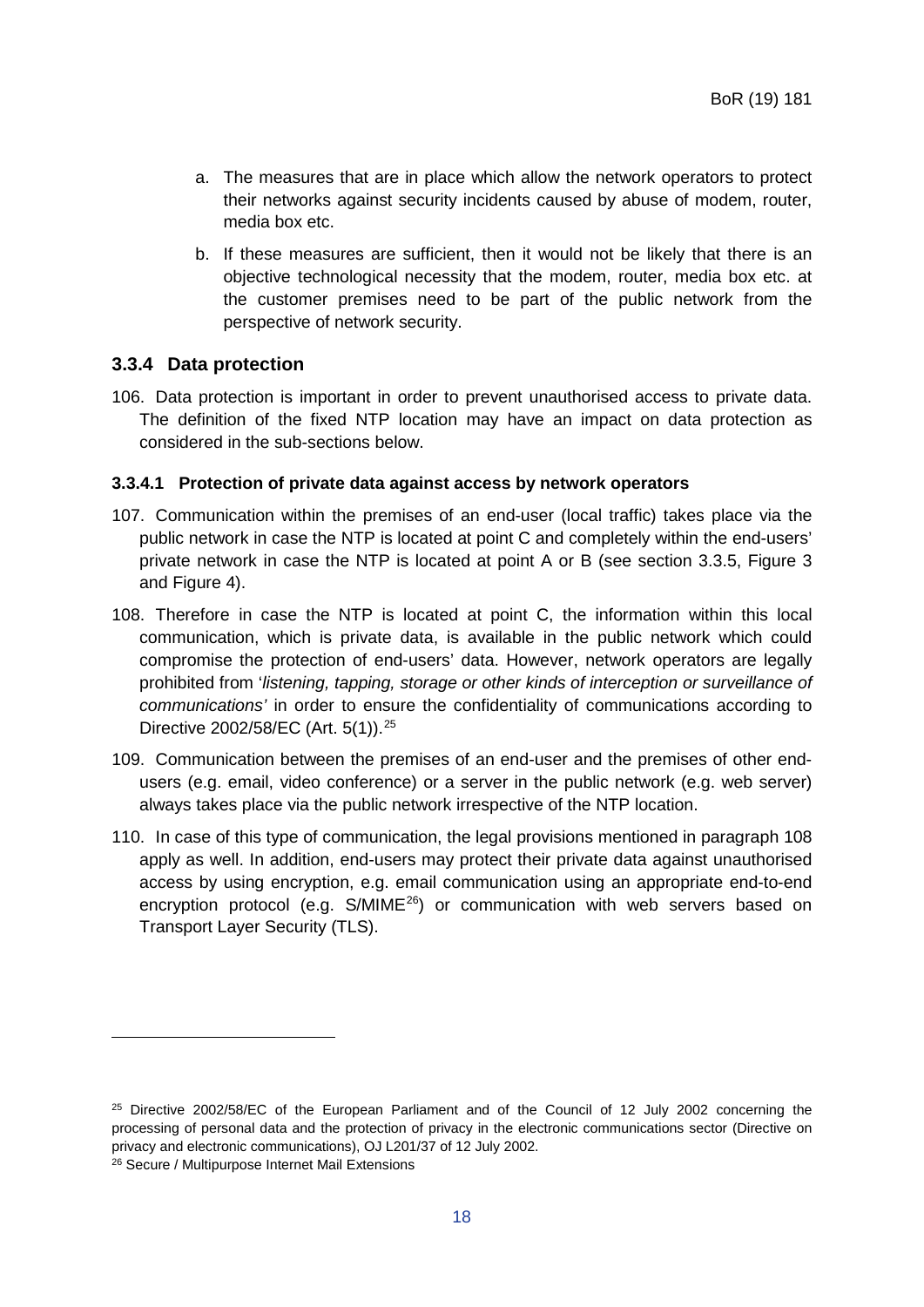a. The measures that are in place which allow the network operators to protect their networks against security incidents caused by abuse of modem, router, media box etc.

b. If these measures are sufficient, then it would not be likely that there is an objective technological necessity that the modem, router, media box etc. at the customer premises need to be part of the public network from the perspective of network security.

### 3.3.4 Data protection

106. Data protection is important in order to prevent unauthorised access to private data. The definition of the fixed NTP location may have an impact on data protection as considered in the sub-sections below.

#### 3.3.4.1 Protection of private data against access by network operators

107. Communication within the premises of an end-user (local traffic) takes place via the public network in case the NTP is located at point C and completely within the end-users' private network in case the NTP is located at point A or B (see section 3.3.5, Figure 3 and Figure 4).

108. Therefore in case the NTP is located at point C, the information within this local communication, which is private data, is available in the public network which could compromise the protection of end-users' data. However, network operators are legally prohibited from '*listening, tapping, storage or other kinds of interception or surveillance of communications'* in order to ensure the confidentiality of communications according to Directive 2002/58/EC (Art. 5(1)).[25]

109. Communication between the premises of an end-user and the premises of other end-users (e.g. email, video conference) or a server in the public network (e.g. web server) always takes place via the public network irrespective of the NTP location.

110. In case of this type of communication, the legal provisions mentioned in paragraph 108 apply as well. In addition, end-users may protect their private data against unauthorised access by using encryption, e.g. email communication using an appropriate end-to-end encryption protocol (e.g. S/MIME[26]) or communication with web servers based on Transport Layer Security (TLS).

---

[25] Directive 2002/58/EC of the European Parliament and of the Council of 12 July 2002 concerning the processing of personal data and the protection of privacy in the electronic communications sector (Directive on privacy and electronic communications), OJ L201/37 of 12 July 2002.

[26] Secure / Multipurpose Internet Mail Extensions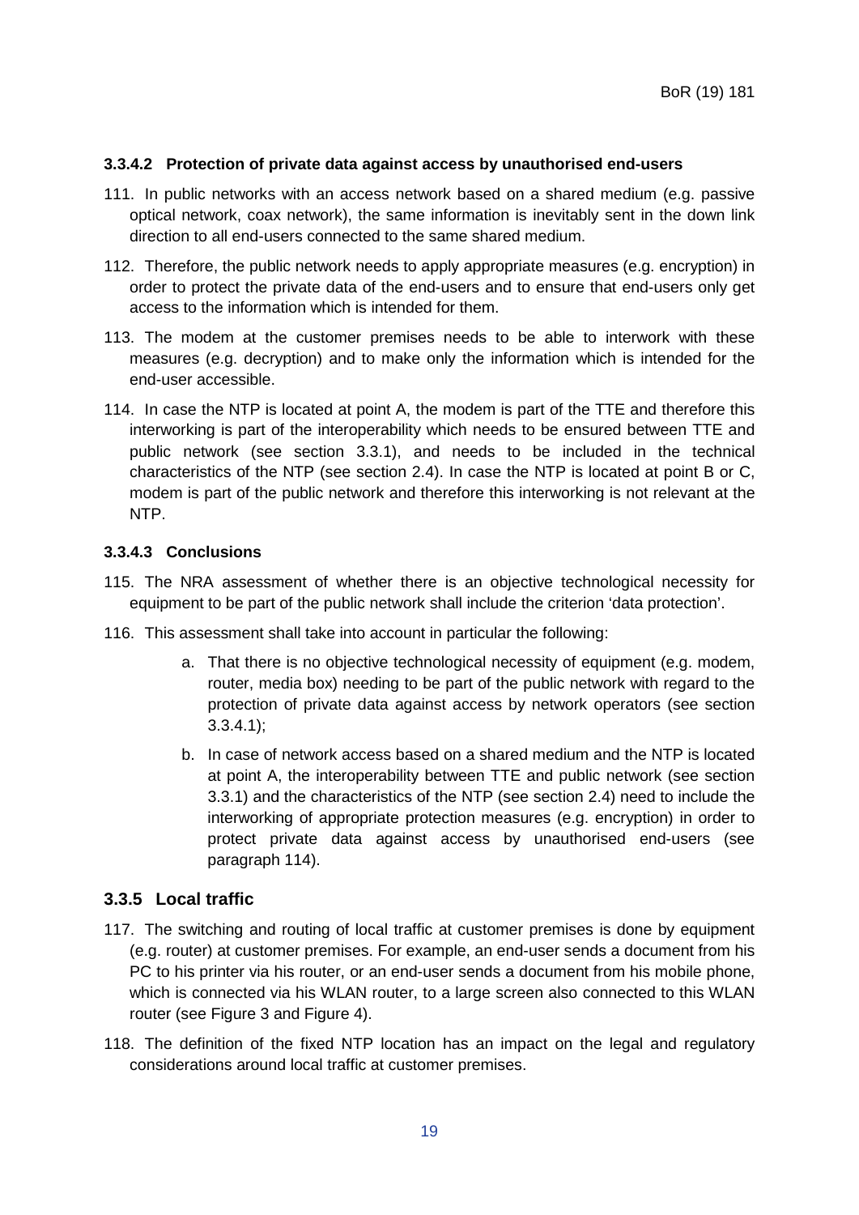#### 3.3.4.2 Protection of private data against access by unauthorised end-users

111. In public networks with an access network based on a shared medium (e.g. passive optical network, coax network), the same information is inevitably sent in the down link direction to all end-users connected to the same shared medium.

112. Therefore, the public network needs to apply appropriate measures (e.g. encryption) in order to protect the private data of the end-users and to ensure that end-users only get access to the information which is intended for them.

113. The modem at the customer premises needs to be able to interwork with these measures (e.g. decryption) and to make only the information which is intended for the end-user accessible.

114. In case the NTP is located at point A, the modem is part of the TTE and therefore this interworking is part of the interoperability which needs to be ensured between TTE and public network (see section 3.3.1), and needs to be included in the technical characteristics of the NTP (see section 2.4). In case the NTP is located at point B or C, modem is part of the public network and therefore this interworking is not relevant at the NTP.

#### 3.3.4.3 Conclusions

115. The NRA assessment of whether there is an objective technological necessity for equipment to be part of the public network shall include the criterion 'data protection'.

116. This assessment shall take into account in particular the following:

    a. That there is no objective technological necessity of equipment (e.g. modem, router, media box) needing to be part of the public network with regard to the protection of private data against access by network operators (see section 3.3.4.1);

    b. In case of network access based on a shared medium and the NTP is located at point A, the interoperability between TTE and public network (see section 3.3.1) and the characteristics of the NTP (see section 2.4) need to include the interworking of appropriate protection measures (e.g. encryption) in order to protect private data against access by unauthorised end-users (see paragraph 114).

### 3.3.5 Local traffic

117. The switching and routing of local traffic at customer premises is done by equipment (e.g. router) at customer premises. For example, an end-user sends a document from his PC to his printer via his router, or an end-user sends a document from his mobile phone, which is connected via his WLAN router, to a large screen also connected to this WLAN router (see Figure 3 and Figure 4).

118. The definition of the fixed NTP location has an impact on the legal and regulatory considerations around local traffic at customer premises.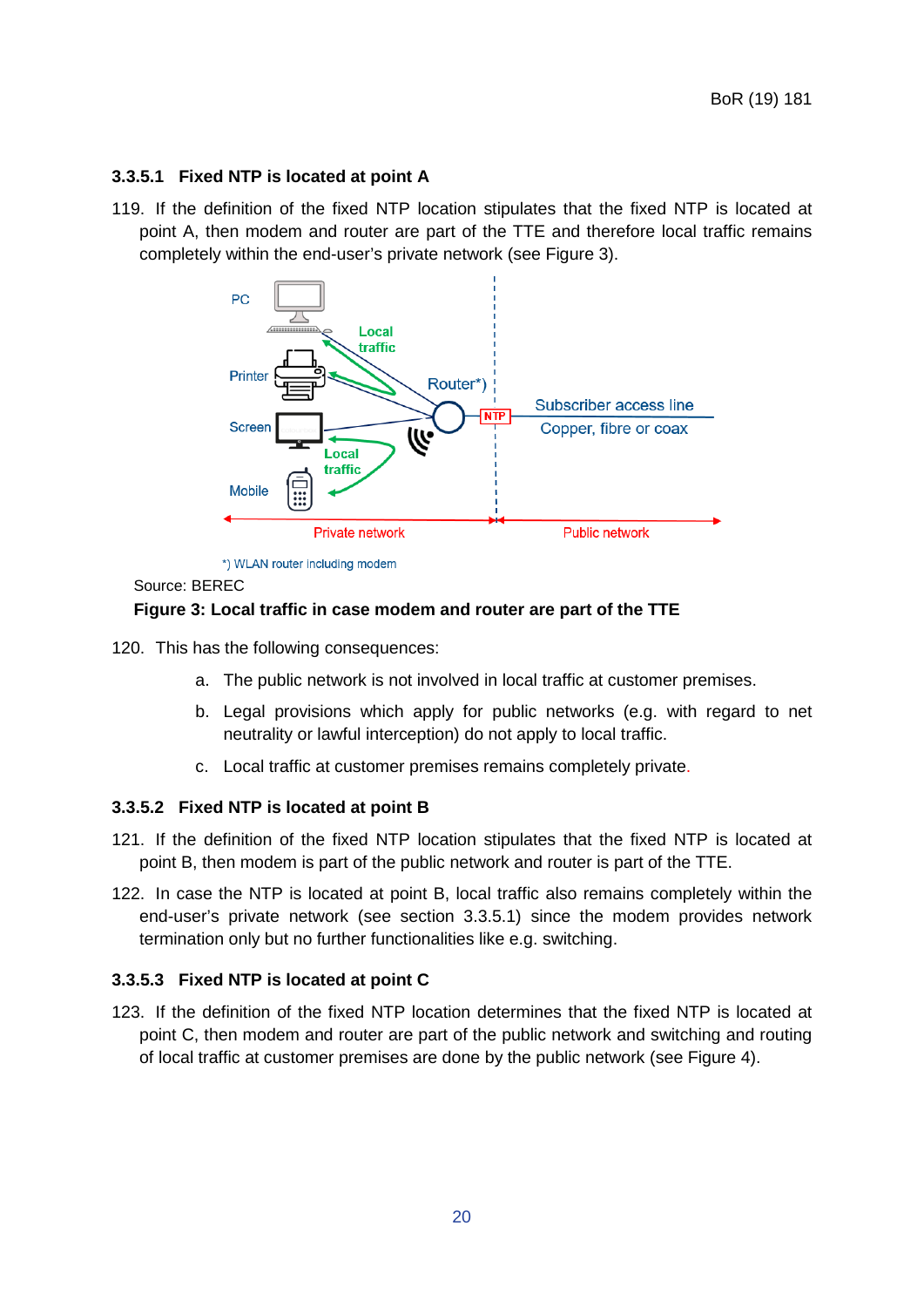### 3.3.5.1 Fixed NTP is located at point A

119. If the definition of the fixed NTP location stipulates that the fixed NTP is located at point A, then modem and router are part of the TTE and therefore local traffic remains completely within the end-user's private network (see Figure 3).

*) WLAN router including modem

Source: BEREC

**Figure 3: Local traffic in case modem and router are part of the TTE**

120. This has the following consequences:

   a. The public network is not involved in local traffic at customer premises.

   b. Legal provisions which apply for public networks (e.g. with regard to net neutrality or lawful interception) do not apply to local traffic.

   c. Local traffic at customer premises remains completely private.

### 3.3.5.2 Fixed NTP is located at point B

121. If the definition of the fixed NTP location stipulates that the fixed NTP is located at point B, then modem is part of the public network and router is part of the TTE.

122. In case the NTP is located at point B, local traffic also remains completely within the end-user's private network (see section 3.3.5.1) since the modem provides network termination only but no further functionalities like e.g. switching.

### 3.3.5.3 Fixed NTP is located at point C

123. If the definition of the fixed NTP location determines that the fixed NTP is located at point C, then modem and router are part of the public network and switching and routing of local traffic at customer premises are done by the public network (see Figure 4).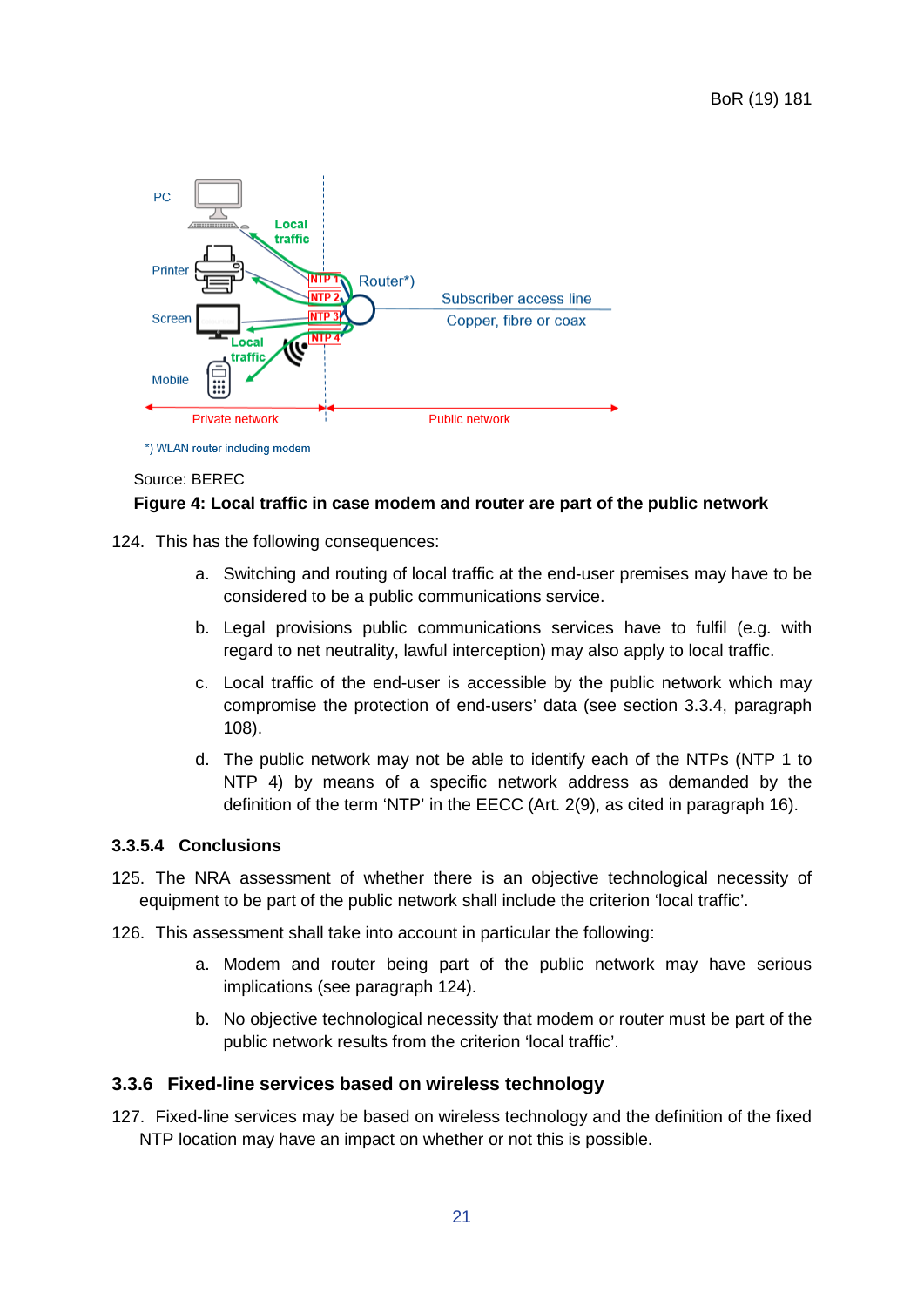Source: BEREC

**Figure 4: Local traffic in case modem and router are part of the public network**

124. This has the following consequences:

   a. Switching and routing of local traffic at the end-user premises may have to be considered to be a public communications service.

   b. Legal provisions public communications services have to fulfil (e.g. with regard to net neutrality, lawful interception) may also apply to local traffic.

   c. Local traffic of the end-user is accessible by the public network which may compromise the protection of end-users' data (see section 3.3.4, paragraph 108).

   d. The public network may not be able to identify each of the NTPs (NTP 1 to NTP 4) by means of a specific network address as demanded by the definition of the term 'NTP' in the EECC (Art. 2(9), as cited in paragraph 16).

#### 3.3.5.4 Conclusions

125. The NRA assessment of whether there is an objective technological necessity of equipment to be part of the public network shall include the criterion 'local traffic'.

126. This assessment shall take into account in particular the following:

   a. Modem and router being part of the public network may have serious implications (see paragraph 124).

   b. No objective technological necessity that modem or router must be part of the public network results from the criterion 'local traffic'.

### 3.3.6 Fixed-line services based on wireless technology

127. Fixed-line services may be based on wireless technology and the definition of the fixed NTP location may have an impact on whether or not this is possible.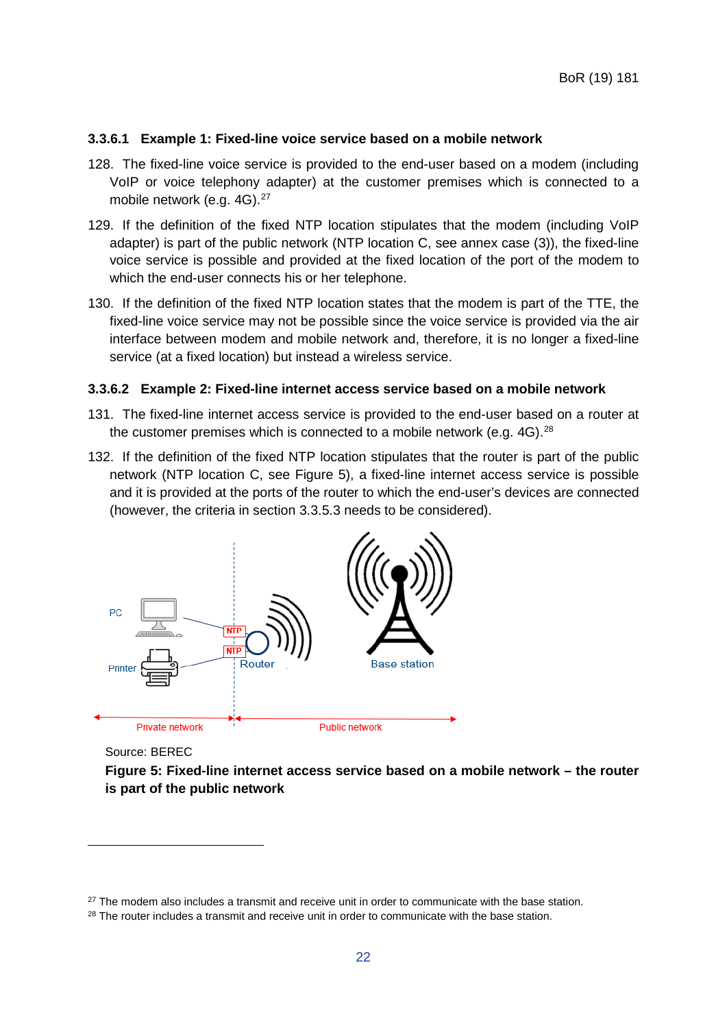#### 3.3.6.1 Example 1: Fixed-line voice service based on a mobile network

128. The fixed-line voice service is provided to the end-user based on a modem (including VoIP or voice telephony adapter) at the customer premises which is connected to a mobile network (e.g. 4G).[27]

129. If the definition of the fixed NTP location stipulates that the modem (including VoIP adapter) is part of the public network (NTP location C, see annex case (3)), the fixed-line voice service is possible and provided at the fixed location of the port of the modem to which the end-user connects his or her telephone.

130. If the definition of the fixed NTP location states that the modem is part of the TTE, the fixed-line voice service may not be possible since the voice service is provided via the air interface between modem and mobile network and, therefore, it is no longer a fixed-line service (at a fixed location) but instead a wireless service.

#### 3.3.6.2 Example 2: Fixed-line internet access service based on a mobile network

131. The fixed-line internet access service is provided to the end-user based on a router at the customer premises which is connected to a mobile network (e.g. 4G).[28]

132. If the definition of the fixed NTP location stipulates that the router is part of the public network (NTP location C, see Figure 5), a fixed-line internet access service is possible and it is provided at the ports of the router to which the end-user's devices are connected (however, the criteria in section 3.3.5.3 needs to be considered).

PC | NTP | NTP | Router | Base station | Printer | Private network | Public network

Source: BEREC

**Figure 5: Fixed-line internet access service based on a mobile network – the router is part of the public network**

[27] The modem also includes a transmit and receive unit in order to communicate with the base station.

[28] The router includes a transmit and receive unit in order to communicate with the base station.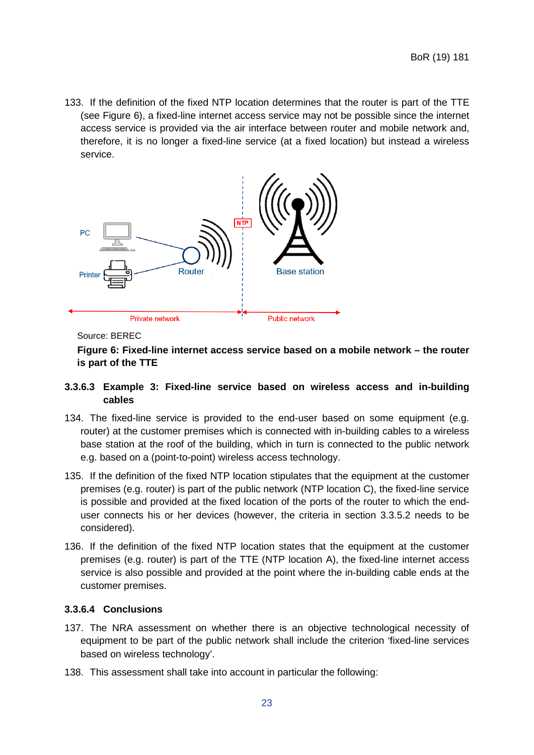133. If the definition of the fixed NTP location determines that the router is part of the TTE (see Figure 6), a fixed-line internet access service may not be possible since the internet access service is provided via the air interface between router and mobile network and, therefore, it is no longer a fixed-line service (at a fixed location) but instead a wireless service.

Source: BEREC

**Figure 6: Fixed-line internet access service based on a mobile network – the router is part of the TTE**

#### 3.3.6.3 Example 3: Fixed-line service based on wireless access and in-building cables

134. The fixed-line service is provided to the end-user based on some equipment (e.g. router) at the customer premises which is connected with in-building cables to a wireless base station at the roof of the building, which in turn is connected to the public network e.g. based on a (point-to-point) wireless access technology.

135. If the definition of the fixed NTP location stipulates that the equipment at the customer premises (e.g. router) is part of the public network (NTP location C), the fixed-line service is possible and provided at the fixed location of the ports of the router to which the end-user connects his or her devices (however, the criteria in section 3.3.5.2 needs to be considered).

136. If the definition of the fixed NTP location states that the equipment at the customer premises (e.g. router) is part of the TTE (NTP location A), the fixed-line internet access service is also possible and provided at the point where the in-building cable ends at the customer premises.

#### 3.3.6.4 Conclusions

137. The NRA assessment on whether there is an objective technological necessity of equipment to be part of the public network shall include the criterion 'fixed-line services based on wireless technology'.

138. This assessment shall take into account in particular the following: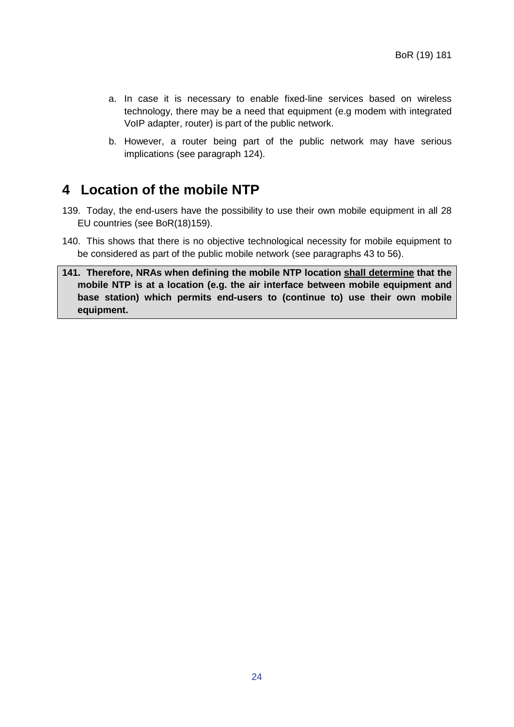a. In case it is necessary to enable fixed-line services based on wireless technology, there may be a need that equipment (e.g modem with integrated VoIP adapter, router) is part of the public network.

b. However, a router being part of the public network may have serious implications (see paragraph 124).

# 4 Location of the mobile NTP

139. Today, the end-users have the possibility to use their own mobile equipment in all 28 EU countries (see BoR(18)159).

140. This shows that there is no objective technological necessity for mobile equipment to be considered as part of the public mobile network (see paragraphs 43 to 56).

**141. Therefore, NRAs when defining the mobile NTP location <u>shall determine</u> that the mobile NTP is at a location (e.g. the air interface between mobile equipment and base station) which permits end-users to (continue to) use their own mobile equipment.**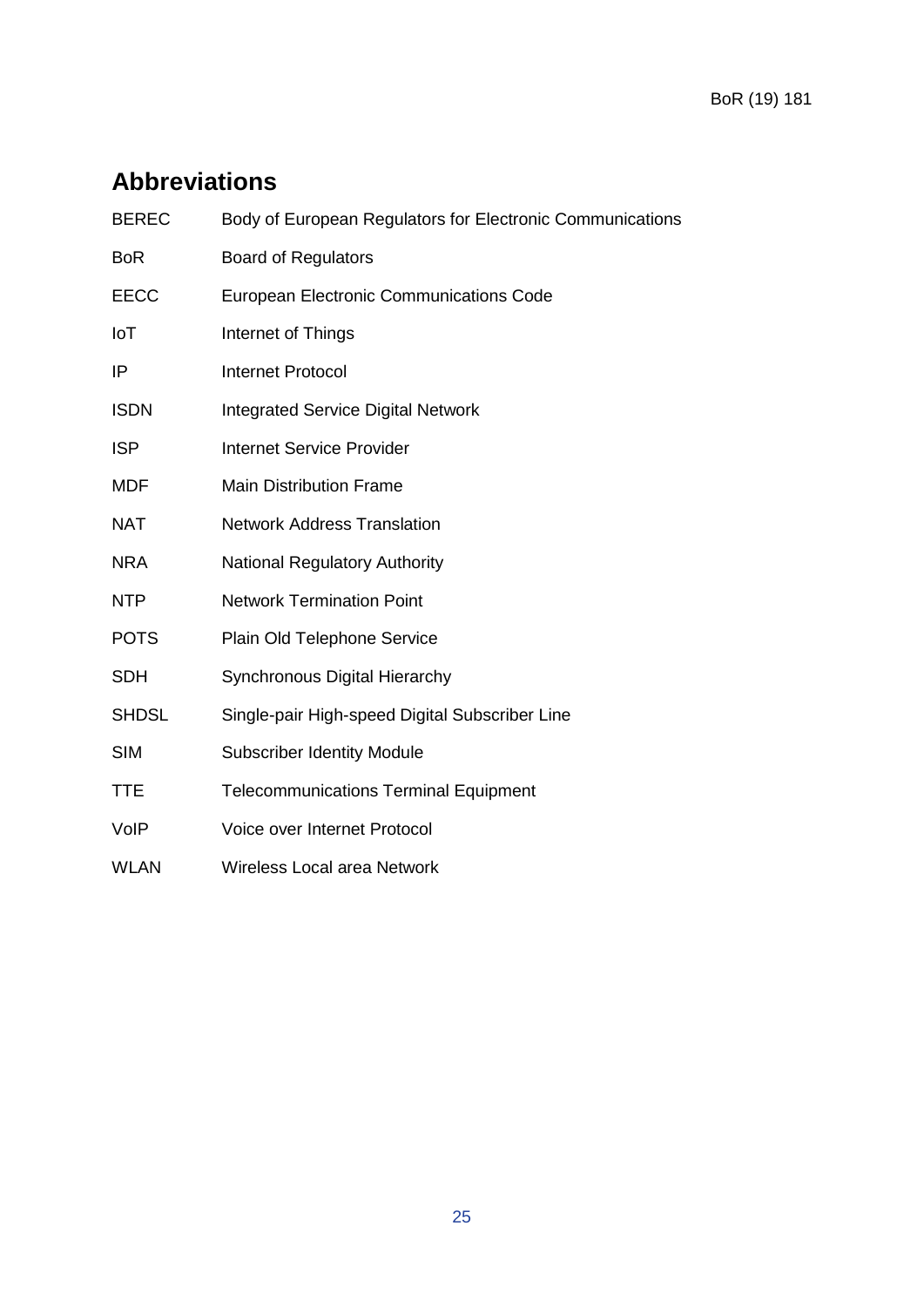## Abbreviations

| | |
|---|---|
| BEREC | Body of European Regulators for Electronic Communications |
| BoR | Board of Regulators |
| EECC | European Electronic Communications Code |
| IoT | Internet of Things |
| IP | Internet Protocol |
| ISDN | Integrated Service Digital Network |
| ISP | Internet Service Provider |
| MDF | Main Distribution Frame |
| NAT | Network Address Translation |
| NRA | National Regulatory Authority |
| NTP | Network Termination Point |
| POTS | Plain Old Telephone Service |
| SDH | Synchronous Digital Hierarchy |
| SHDSL | Single-pair High-speed Digital Subscriber Line |
| SIM | Subscriber Identity Module |
| TTE | Telecommunications Terminal Equipment |
| VoIP | Voice over Internet Protocol |
| WLAN | Wireless Local area Network |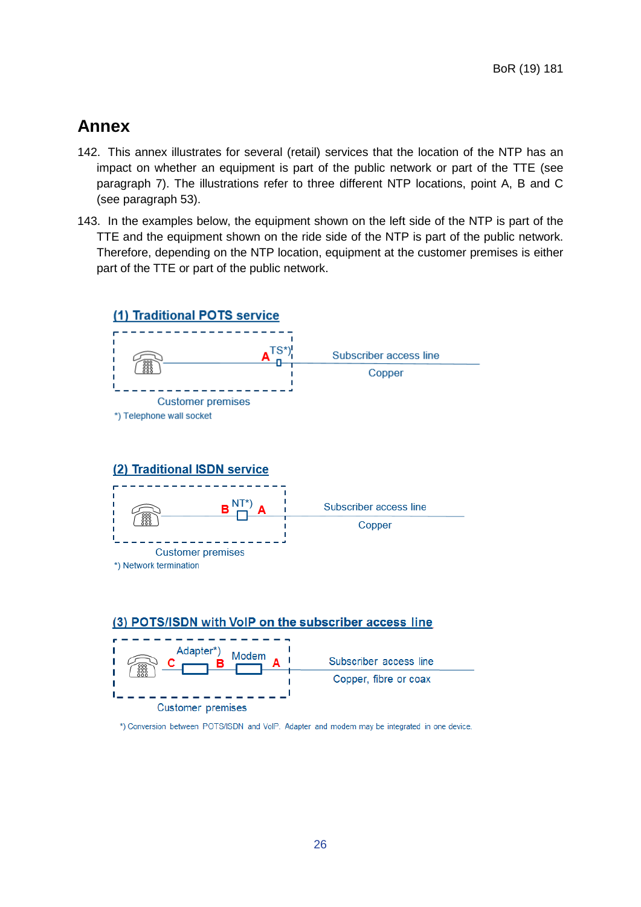# Annex

142. This annex illustrates for several (retail) services that the location of the NTP has an impact on whether an equipment is part of the public network or part of the TTE (see paragraph 7). The illustrations refer to three different NTP locations, point A, B and C (see paragraph 53).

143. In the examples below, the equipment shown on the left side of the NTP is part of the TTE and the equipment shown on the ride side of the NTP is part of the public network. Therefore, depending on the NTP location, equipment at the customer premises is either part of the TTE or part of the public network.

**(1) Traditional POTS service**

A TS*)

Subscriber access line

Copper

Customer premises

*) Telephone wall socket

**(2) Traditional ISDN service**

B NT*) A

Subscriber access line

Copper

Customer premises

*) Network termination

**(3) POTS/ISDN with VoIP on the subscriber access line**

C Adapter*) B Modem A

Subscriber access line

Copper, fibre or coax

Customer premises

*) Conversion between POTS/ISDN and VoIP. Adapter and modem may be integrated in one device.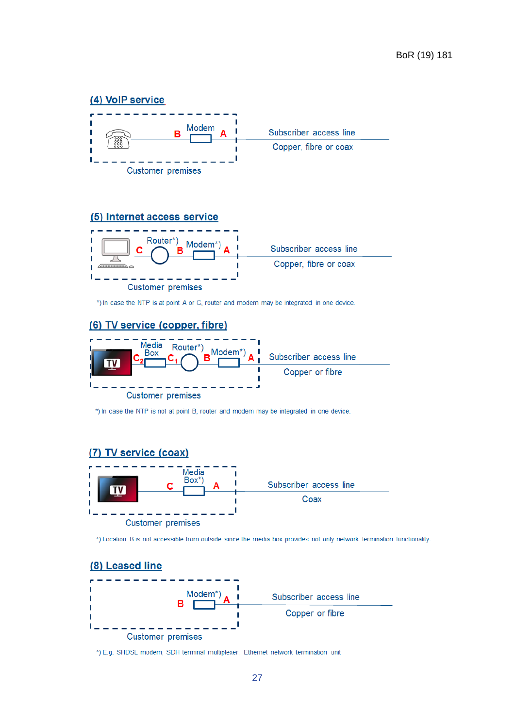## (4) VoIP service

Modem

B A

Subscriber access line

Copper, fibre or coax

Customer premises

## (5) Internet access service

Router*) Modem*)

C B A

Subscriber access line

Copper, fibre or coax

Customer premises

*) In case the NTP is at point A or C, router and modem may be integrated in one device.

## (6) TV service (copper, fibre)

Media Box Router*) Modem*)

TV $C_2$ $C_1$ B A

Subscriber access line

Copper or fibre

Customer premises

*) In case the NTP is not at point B, router and modem may be integrated in one device.

## (7) TV service (coax)

Media Box*)

TV C A

Subscriber access line

Coax

Customer premises

*) Location B is not accessible from outside since the media box provides not only network termination functionality.

## (8) Leased line

Modem*)

B A

Subscriber access line

Copper or fibre

Customer premises

*) E.g. SHDSL modem, SDH terminal multiplexer, Ethernet network termination unit